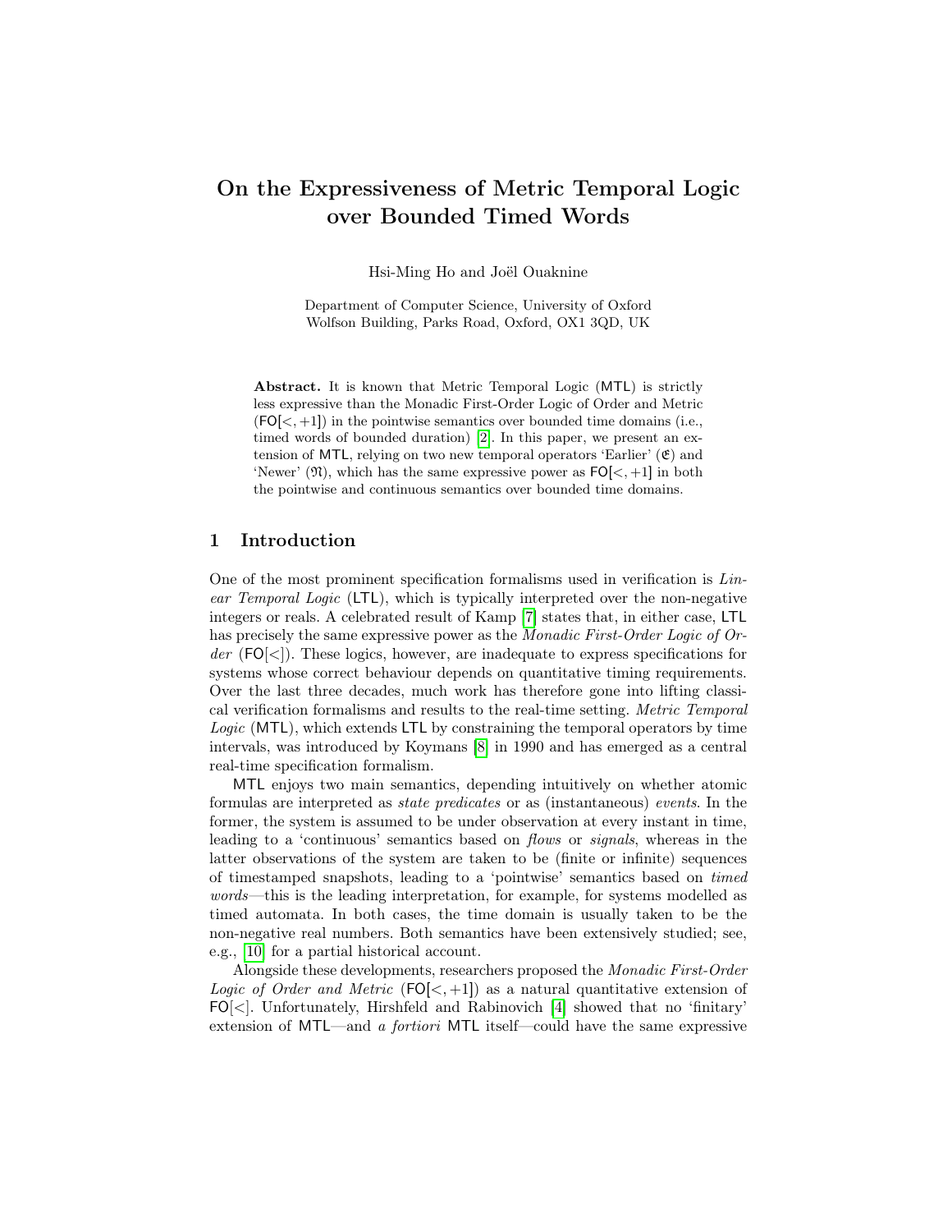# On the Expressiveness of Metric Temporal Logic over Bounded Timed Words

Hsi-Ming Ho and Joël Ouaknine

Department of Computer Science, University of Oxford
Wolfson Building, Parks Road, Oxford, OX1 3QD, UK

**Abstract.** It is known that Metric Temporal Logic (MTL) is strictly less expressive than the Monadic First-Order Logic of Order and Metric ($\mathsf{FO}[<,+1]$) in the pointwise semantics over bounded time domains (i.e., timed words of bounded duration) [2]. In this paper, we present an extension of MTL, relying on two new temporal operators 'Earlier' ($\mathfrak{E}$) and 'Newer' ($\mathfrak{N}$), which has the same expressive power as $\mathsf{FO}[<,+1]$ in both the pointwise and continuous semantics over bounded time domains.

## 1 Introduction

One of the most prominent specification formalisms used in verification is *Linear Temporal Logic* (LTL), which is typically interpreted over the non-negative integers or reals. A celebrated result of Kamp [7] states that, in either case, LTL has precisely the same expressive power as the *Monadic First-Order Logic of Order* ($\mathsf{FO}[<]$). These logics, however, are inadequate to express specifications for systems whose correct behaviour depends on quantitative timing requirements. Over the last three decades, much work has therefore gone into lifting classical verification formalisms and results to the real-time setting. *Metric Temporal Logic* (MTL), which extends LTL by constraining the temporal operators by time intervals, was introduced by Koymans [8] in 1990 and has emerged as a central real-time specification formalism.

MTL enjoys two main semantics, depending intuitively on whether atomic formulas are interpreted as *state predicates* or as (instantaneous) *events*. In the former, the system is assumed to be under observation at every instant in time, leading to a 'continuous' semantics based on *flows* or *signals*, whereas in the latter observations of the system are taken to be (finite or infinite) sequences of timestamped snapshots, leading to a 'pointwise' semantics based on *timed words*—this is the leading interpretation, for example, for systems modelled as timed automata. In both cases, the time domain is usually taken to be the non-negative real numbers. Both semantics have been extensively studied; see, e.g., [10] for a partial historical account.

Alongside these developments, researchers proposed the *Monadic First-Order Logic of Order and Metric* ($\mathsf{FO}[<,+1]$) as a natural quantitative extension of $\mathsf{FO}[<]$. Unfortunately, Hirshfeld and Rabinovich [4] showed that no 'finitary' extension of MTL—and *a fortiori* MTL itself—could have the same expressive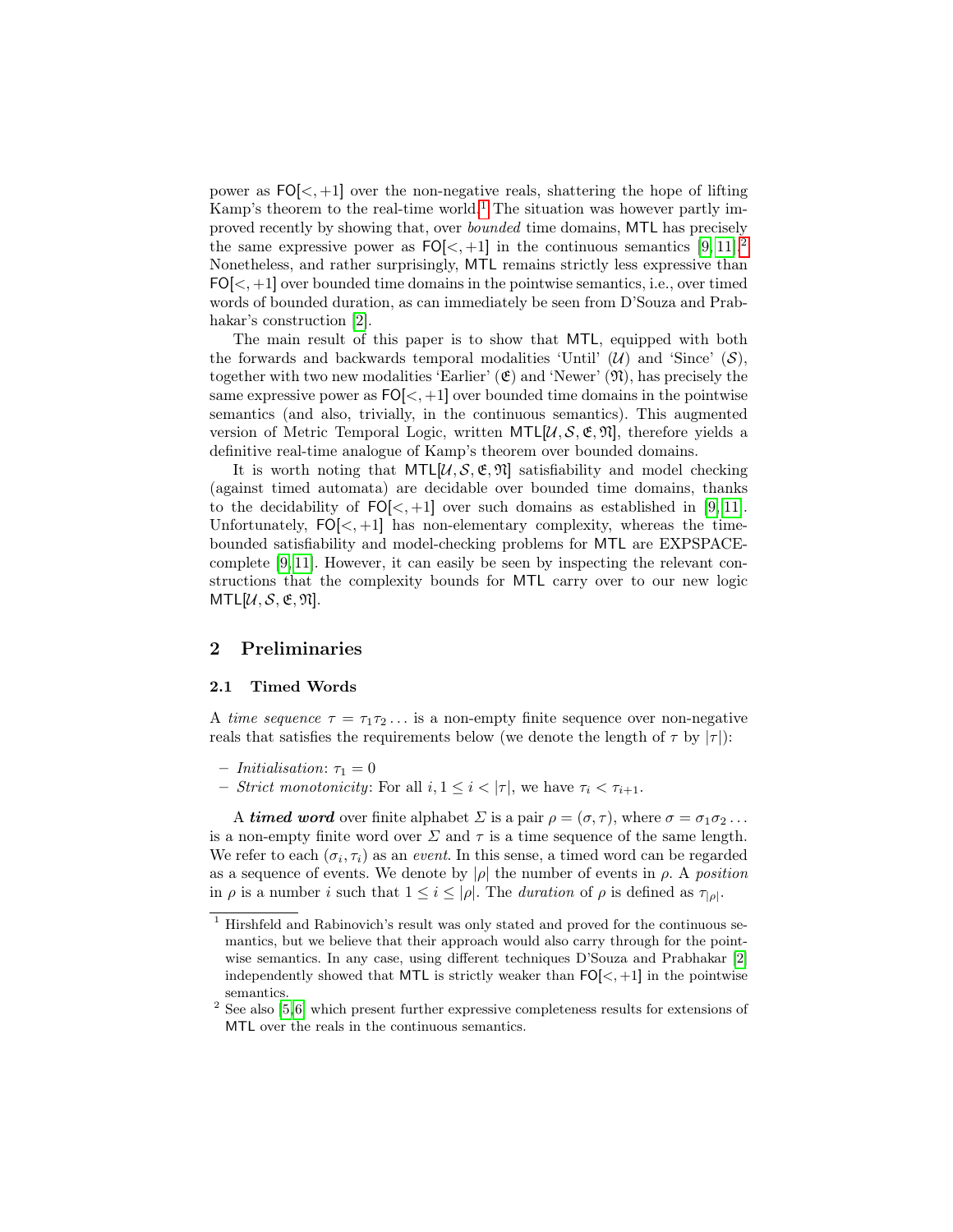power as $\mathsf{FO}[<, +1]$ over the non-negative reals, shattering the hope of lifting Kamp's theorem to the real-time world.[1] The situation was however partly improved recently by showing that, over *bounded* time domains, $\mathsf{MTL}$ has precisely the same expressive power as $\mathsf{FO}[<, +1]$ in the continuous semantics [9, 11].[2] Nonetheless, and rather surprisingly, $\mathsf{MTL}$ remains strictly less expressive than $\mathsf{FO}[<, +1]$ over bounded time domains in the pointwise semantics, i.e., over timed words of bounded duration, as can immediately be seen from D'Souza and Prabhakar's construction [2].

The main result of this paper is to show that $\mathsf{MTL}$, equipped with both the forwards and backwards temporal modalities 'Until' ($\mathcal{U}$) and 'Since' ($\mathcal{S}$), together with two new modalities 'Earlier' ($\mathfrak{E}$) and 'Newer' ($\mathfrak{N}$), has precisely the same expressive power as $\mathsf{FO}[<, +1]$ over bounded time domains in the pointwise semantics (and also, trivially, in the continuous semantics). This augmented version of Metric Temporal Logic, written $\mathsf{MTL}[\mathcal{U}, \mathcal{S}, \mathfrak{E}, \mathfrak{N}]$, therefore yields a definitive real-time analogue of Kamp's theorem over bounded domains.

It is worth noting that $\mathsf{MTL}[\mathcal{U}, \mathcal{S}, \mathfrak{E}, \mathfrak{N}]$ satisfiability and model checking (against timed automata) are decidable over bounded time domains, thanks to the decidability of $\mathsf{FO}[<, +1]$ over such domains as established in [9, 11]. Unfortunately, $\mathsf{FO}[<, +1]$ has non-elementary complexity, whereas the time-bounded satisfiability and model-checking problems for $\mathsf{MTL}$ are EXPSPACE-complete [9, 11]. However, it can easily be seen by inspecting the relevant constructions that the complexity bounds for $\mathsf{MTL}$ carry over to our new logic $\mathsf{MTL}[\mathcal{U}, \mathcal{S}, \mathfrak{E}, \mathfrak{N}]$.

## 2 Preliminaries

### 2.1 Timed Words

A *time sequence* $\tau = \tau_1 \tau_2 \ldots$ is a non-empty finite sequence over non-negative reals that satisfies the requirements below (we denote the length of $\tau$ by $|\tau|$):

- *Initialisation*: $\tau_1 = 0$
- *Strict monotonicity*: For all $i, 1 \leq i < |\tau|$, we have $\tau_i < \tau_{i+1}$.

A ***timed word*** over finite alphabet $\Sigma$ is a pair $\rho = (\sigma, \tau)$, where $\sigma = \sigma_1 \sigma_2 \ldots$ is a non-empty finite word over $\Sigma$ and $\tau$ is a time sequence of the same length. We refer to each $(\sigma_i, \tau_i)$ as an *event*. In this sense, a timed word can be regarded as a sequence of events. We denote by $|\rho|$ the number of events in $\rho$. A *position* in $\rho$ is a number $i$ such that $1 \leq i \leq |\rho|$. The *duration* of $\rho$ is defined as $\tau_{|\rho|}$.

---

[1] Hirshfeld and Rabinovich's result was only stated and proved for the continuous semantics, but we believe that their approach would also carry through for the pointwise semantics. In any case, using different techniques D'Souza and Prabhakar [2] independently showed that $\mathsf{MTL}$ is strictly weaker than $\mathsf{FO}[<, +1]$ in the pointwise semantics.

[2] See also [5, 6] which present further expressive completeness results for extensions of $\mathsf{MTL}$ over the reals in the continuous semantics.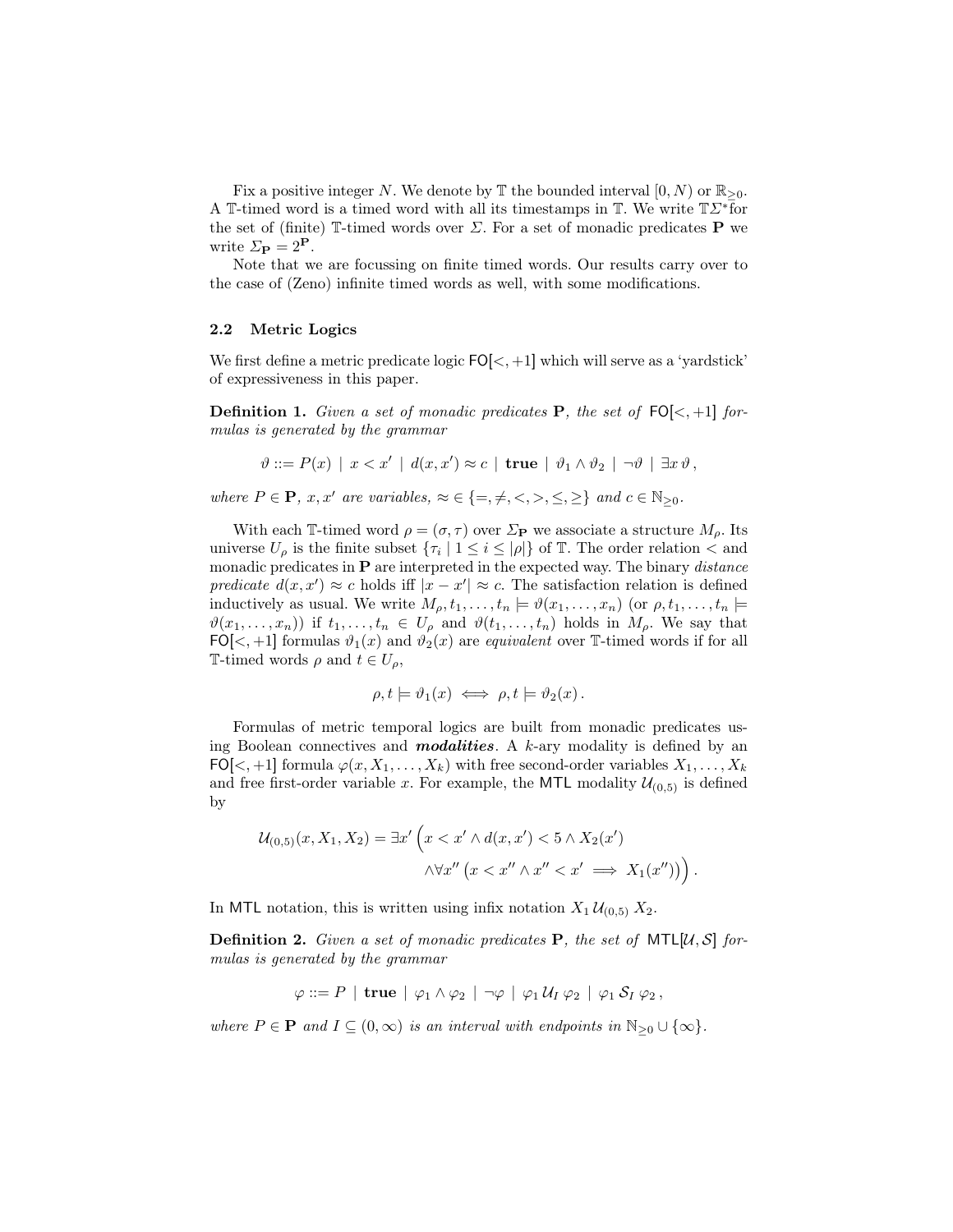Fix a positive integer $N$. We denote by $\mathbb{T}$ the bounded interval $[0, N)$ or $\mathbb{R}_{\geq 0}$. A $\mathbb{T}$-timed word is a timed word with all its timestamps in $\mathbb{T}$. We write $\mathbb{T}\Sigma^*$ for the set of (finite) $\mathbb{T}$-timed words over $\Sigma$. For a set of monadic predicates $\mathbf{P}$ we write $\Sigma_{\mathbf{P}} = 2^{\mathbf{P}}$.

Note that we are focussing on finite timed words. Our results carry over to the case of (Zeno) infinite timed words as well, with some modifications.

### 2.2 Metric Logics

We first define a metric predicate logic $\mathsf{FO}[<, +1]$ which will serve as a 'yardstick' of expressiveness in this paper.

**Definition 1.** *Given a set of monadic predicates $\mathbf{P}$, the set of $\mathsf{FO}[<, +1]$ formulas is generated by the grammar*

$$\vartheta ::= P(x) \mid x < x' \mid d(x, x') \approx c \mid \mathbf{true} \mid \vartheta_1 \wedge \vartheta_2 \mid \neg\vartheta \mid \exists x\, \vartheta\,,$$

*where $P \in \mathbf{P}$, $x, x'$ are variables, $\approx\, \in \{=, \neq, <, >, \leq, \geq\}$ and $c \in \mathbb{N}_{\geq 0}$.*

With each $\mathbb{T}$-timed word $\rho = (\sigma, \tau)$ over $\Sigma_{\mathbf{P}}$ we associate a structure $M_\rho$. Its universe $U_\rho$ is the finite subset $\{\tau_i \mid 1 \leq i \leq |\rho|\}$ of $\mathbb{T}$. The order relation $<$ and monadic predicates in $\mathbf{P}$ are interpreted in the expected way. The binary *distance predicate* $d(x, x') \approx c$ holds iff $|x - x'| \approx c$. The satisfaction relation is defined inductively as usual. We write $M_\rho, t_1, \ldots, t_n \models \vartheta(x_1, \ldots, x_n)$ (or $\rho, t_1, \ldots, t_n \models \vartheta(x_1, \ldots, x_n)$) if $t_1, \ldots, t_n \in U_\rho$ and $\vartheta(t_1, \ldots, t_n)$ holds in $M_\rho$. We say that $\mathsf{FO}[<, +1]$ formulas $\vartheta_1(x)$ and $\vartheta_2(x)$ are *equivalent* over $\mathbb{T}$-timed words if for all $\mathbb{T}$-timed words $\rho$ and $t \in U_\rho$,

$$\rho, t \models \vartheta_1(x) \iff \rho, t \models \vartheta_2(x)\,.$$

Formulas of metric temporal logics are built from monadic predicates using Boolean connectives and ***modalities***. A $k$-ary modality is defined by an $\mathsf{FO}[<, +1]$ formula $\varphi(x, X_1, \ldots, X_k)$ with free second-order variables $X_1, \ldots, X_k$ and free first-order variable $x$. For example, the $\mathsf{MTL}$ modality $\mathcal{U}_{(0,5)}$ is defined by

$$\begin{aligned}\mathcal{U}_{(0,5)}(x, X_1, X_2) = \exists x' \Big( & x < x' \wedge d(x, x') < 5 \wedge X_2(x') \\ & \wedge \forall x'' \left( x < x'' \wedge x'' < x' \implies X_1(x'') \right) \Big)\,.\end{aligned}$$

In $\mathsf{MTL}$ notation, this is written using infix notation $X_1 \,\mathcal{U}_{(0,5)}\, X_2$.

**Definition 2.** *Given a set of monadic predicates $\mathbf{P}$, the set of $\mathsf{MTL}[\mathcal{U}, \mathcal{S}]$ formulas is generated by the grammar*

$$\varphi ::= P \mid \mathbf{true} \mid \varphi_1 \wedge \varphi_2 \mid \neg\varphi \mid \varphi_1 \,\mathcal{U}_I\, \varphi_2 \mid \varphi_1 \,\mathcal{S}_I\, \varphi_2\,,$$

*where $P \in \mathbf{P}$ and $I \subseteq (0, \infty)$ is an interval with endpoints in $\mathbb{N}_{\geq 0} \cup \{\infty\}$.*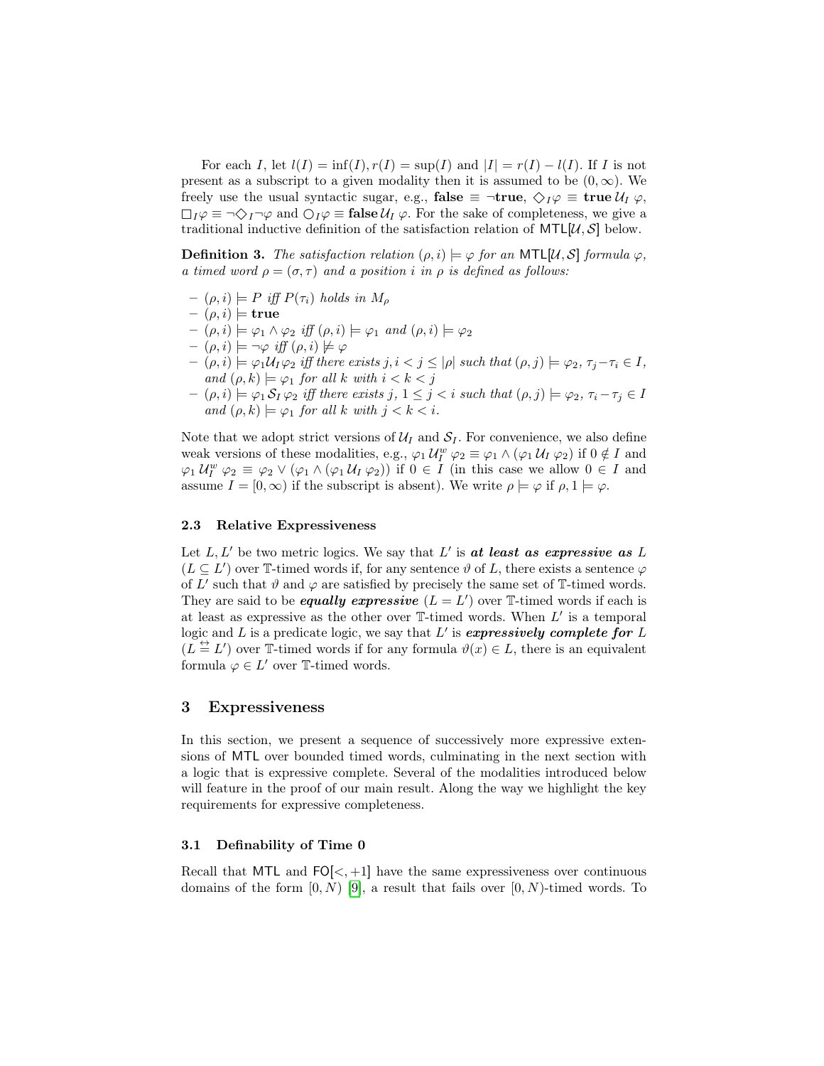For each $I$, let $l(I) = \inf(I), r(I) = \sup(I)$ and $|I| = r(I) - l(I)$. If $I$ is not present as a subscript to a given modality then it is assumed to be $(0, \infty)$. We freely use the usual syntactic sugar, e.g., $\mathbf{false} \equiv \neg\mathbf{true}$, $\diamondsuit_I \varphi \equiv \mathbf{true}\, \mathcal{U}_I\, \varphi$, $\Box_I \varphi \equiv \neg\diamondsuit_I \neg\varphi$ and $\bigcirc_I \varphi \equiv \mathbf{false}\, \mathcal{U}_I\, \varphi$. For the sake of completeness, we give a traditional inductive definition of the satisfaction relation of $\mathsf{MTL}[\mathcal{U}, \mathcal{S}]$ below.

**Definition 3.** *The satisfaction relation $(\rho, i) \models \varphi$ for an $\mathsf{MTL}[\mathcal{U}, \mathcal{S}]$ formula $\varphi$, a timed word $\rho = (\sigma, \tau)$ and a position $i$ in $\rho$ is defined as follows:*

- $(\rho, i) \models P$ *iff* $P(\tau_i)$ *holds in* $M_\rho$
- $(\rho, i) \models \mathbf{true}$
- $(\rho, i) \models \varphi_1 \wedge \varphi_2$ *iff* $(\rho, i) \models \varphi_1$ *and* $(\rho, i) \models \varphi_2$
- $(\rho, i) \models \neg\varphi$ *iff* $(\rho, i) \not\models \varphi$
- $(\rho, i) \models \varphi_1 \mathcal{U}_I \varphi_2$ *iff there exists* $j, i < j \leq |\rho|$ *such that* $(\rho, j) \models \varphi_2$, $\tau_j - \tau_i \in I$, *and* $(\rho, k) \models \varphi_1$ *for all* $k$ *with* $i < k < j$
- $(\rho, i) \models \varphi_1\, \mathcal{S}_I\, \varphi_2$ *iff there exists* $j$, $1 \leq j < i$ *such that* $(\rho, j) \models \varphi_2$, $\tau_i - \tau_j \in I$ *and* $(\rho, k) \models \varphi_1$ *for all* $k$ *with* $j < k < i$.

Note that we adopt strict versions of $\mathcal{U}_I$ and $\mathcal{S}_I$. For convenience, we also define weak versions of these modalities, e.g., $\varphi_1\, \mathcal{U}_I^w\, \varphi_2 \equiv \varphi_1 \wedge (\varphi_1\, \mathcal{U}_I\, \varphi_2)$ if $0 \notin I$ and $\varphi_1\, \mathcal{U}_I^w\, \varphi_2 \equiv \varphi_2 \vee (\varphi_1 \wedge (\varphi_1\, \mathcal{U}_I\, \varphi_2))$ if $0 \in I$ (in this case we allow $0 \in I$ and assume $I = [0, \infty)$ if the subscript is absent). We write $\rho \models \varphi$ if $\rho, 1 \models \varphi$.

### 2.3 Relative Expressiveness

Let $L, L'$ be two metric logics. We say that $L'$ is ***at least as expressive as*** $L$ ($L \subseteq L'$) over $\mathbb{T}$-timed words if, for any sentence $\vartheta$ of $L$, there exists a sentence $\varphi$ of $L'$ such that $\vartheta$ and $\varphi$ are satisfied by precisely the same set of $\mathbb{T}$-timed words. They are said to be ***equally expressive*** ($L = L'$) over $\mathbb{T}$-timed words if each is at least as expressive as the other over $\mathbb{T}$-timed words. When $L'$ is a temporal logic and $L$ is a predicate logic, we say that $L'$ is ***expressively complete for*** $L$ ($L \overset{\leftrightarrow}{=} L'$) over $\mathbb{T}$-timed words if for any formula $\vartheta(x) \in L$, there is an equivalent formula $\varphi \in L'$ over $\mathbb{T}$-timed words.

## 3 Expressiveness

In this section, we present a sequence of successively more expressive extensions of $\mathsf{MTL}$ over bounded timed words, culminating in the next section with a logic that is expressive complete. Several of the modalities introduced below will feature in the proof of our main result. Along the way we highlight the key requirements for expressive completeness.

### 3.1 Definability of Time 0

Recall that $\mathsf{MTL}$ and $\mathsf{FO}[<, +1]$ have the same expressiveness over continuous domains of the form $[0, N)$ [9], a result that fails over $[0, N)$-timed words. To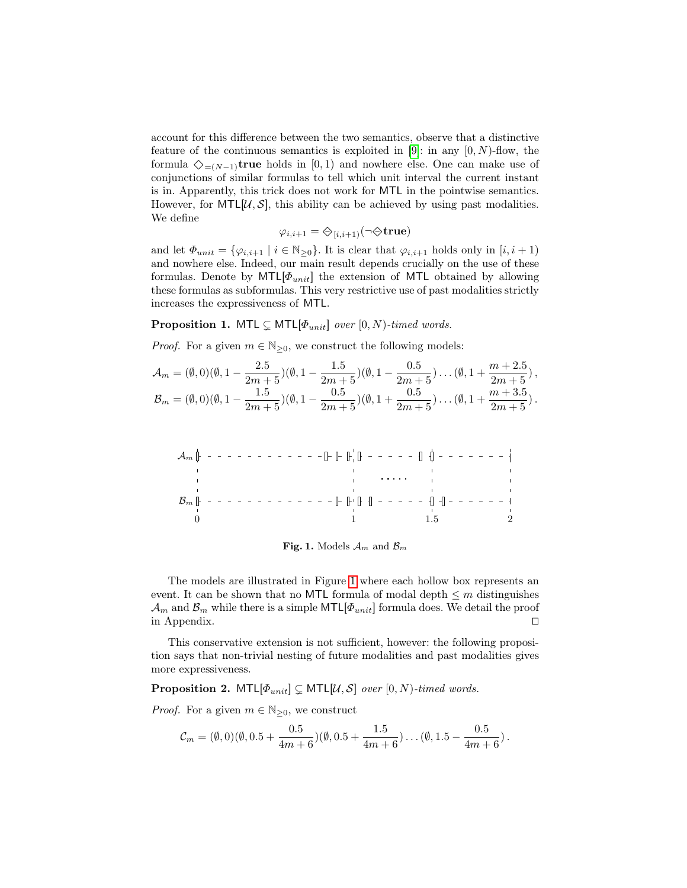account for this difference between the two semantics, observe that a distinctive feature of the continuous semantics is exploited in [9]: in any $[0, N)$-flow, the formula $\diamondsuit_{=(N-1)}\mathbf{true}$ holds in $[0, 1)$ and nowhere else. One can make use of conjunctions of similar formulas to tell which unit interval the current instant is in. Apparently, this trick does not work for MTL in the pointwise semantics. However, for $\mathsf{MTL}[\mathcal{U}, \mathcal{S}]$, this ability can be achieved by using past modalities. We define

$$\varphi_{i,i+1} = \diamondminus_{[i,i+1)}(\neg\diamondminus\mathbf{true})$$

and let $\Phi_{unit} = \{\varphi_{i,i+1} \mid i \in \mathbb{N}_{\geq 0}\}$. It is clear that $\varphi_{i,i+1}$ holds only in $[i, i+1)$ and nowhere else. Indeed, our main result depends crucially on the use of these formulas. Denote by $\mathsf{MTL}[\Phi_{unit}]$ the extension of MTL obtained by allowing these formulas as subformulas. This very restrictive use of past modalities strictly increases the expressiveness of MTL.

**Proposition 1.** $\mathsf{MTL} \subsetneq \mathsf{MTL}[\Phi_{unit}]$ *over* $[0, N)$*-timed words.*

*Proof.* For a given $m \in \mathbb{N}_{\geq 0}$, we construct the following models:

$$\mathcal{A}_m = (\emptyset, 0)(\emptyset, 1 - \frac{2.5}{2m+5})(\emptyset, 1 - \frac{1.5}{2m+5})(\emptyset, 1 - \frac{0.5}{2m+5}) \ldots (\emptyset, 1 + \frac{m+2.5}{2m+5}),$$

$$\mathcal{B}_m = (\emptyset, 0)(\emptyset, 1 - \frac{1.5}{2m+5})(\emptyset, 1 - \frac{0.5}{2m+5})(\emptyset, 1 + \frac{0.5}{2m+5}) \ldots (\emptyset, 1 + \frac{m+3.5}{2m+5}).$$

**Fig. 1.** Models $\mathcal{A}_m$ and $\mathcal{B}_m$

The models are illustrated in Figure 1 where each hollow box represents an event. It can be shown that no MTL formula of modal depth $\leq m$ distinguishes $\mathcal{A}_m$ and $\mathcal{B}_m$ while there is a simple $\mathsf{MTL}[\Phi_{unit}]$ formula does. We detail the proof in Appendix. ☐

This conservative extension is not sufficient, however: the following proposition says that non-trivial nesting of future modalities and past modalities gives more expressiveness.

**Proposition 2.** $\mathsf{MTL}[\Phi_{unit}] \subsetneq \mathsf{MTL}[\mathcal{U}, \mathcal{S}]$ *over* $[0, N)$*-timed words.*

*Proof.* For a given $m \in \mathbb{N}_{\geq 0}$, we construct

$$\mathcal{C}_m = (\emptyset, 0)(\emptyset, 0.5 + \frac{0.5}{4m+6})(\emptyset, 0.5 + \frac{1.5}{4m+6}) \ldots (\emptyset, 1.5 - \frac{0.5}{4m+6}).$$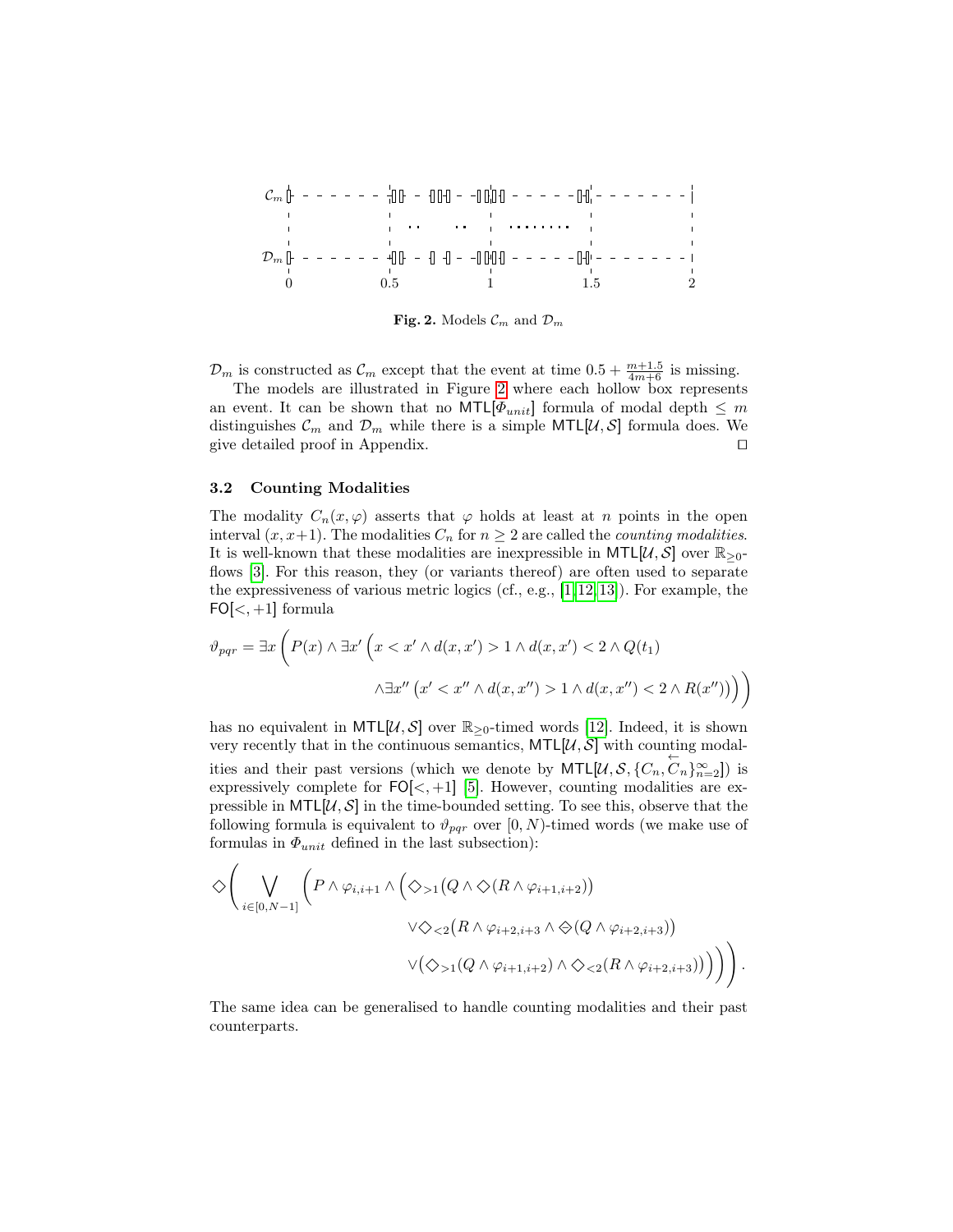Fig. 2. Models $\mathcal{C}_m$ and $\mathcal{D}_m$

$\mathcal{D}_m$ is constructed as $\mathcal{C}_m$ except that the event at time $0.5 + \frac{m+1.5}{4m+6}$ is missing.

The models are illustrated in Figure 2 where each hollow box represents an event. It can be shown that no $\mathsf{MTL}[\Phi_{unit}]$ formula of modal depth $\leq m$ distinguishes $\mathcal{C}_m$ and $\mathcal{D}_m$ while there is a simple $\mathsf{MTL}[\mathcal{U}, \mathcal{S}]$ formula does. We give detailed proof in Appendix. ☐

### 3.2 Counting Modalities

The modality $C_n(x, \varphi)$ asserts that $\varphi$ holds at least at $n$ points in the open interval $(x, x+1)$. The modalities $C_n$ for $n \geq 2$ are called the *counting modalities*. It is well-known that these modalities are inexpressible in $\mathsf{MTL}[\mathcal{U}, \mathcal{S}]$ over $\mathbb{R}_{\geq 0}$-flows [3]. For this reason, they (or variants thereof) are often used to separate the expressiveness of various metric logics (cf., e.g., [1,12,13]). For example, the $\mathsf{FO}[<, +1]$ formula

$$\vartheta_{pqr} = \exists x \Bigg( P(x) \wedge \exists x' \Big( x < x' \wedge d(x, x') > 1 \wedge d(x, x') < 2 \wedge Q(t_1)$$

$$\wedge \exists x'' \left( x' < x'' \wedge d(x, x'') > 1 \wedge d(x, x'') < 2 \wedge R(x'') \right) \Big) \Bigg)$$

has no equivalent in $\mathsf{MTL}[\mathcal{U}, \mathcal{S}]$ over $\mathbb{R}_{\geq 0}$-timed words [12]. Indeed, it is shown very recently that in the continuous semantics, $\mathsf{MTL}[\mathcal{U}, \mathcal{S}]$ with counting modalities and their past versions (which we denote by $\mathsf{MTL}[\mathcal{U}, \mathcal{S}, \{C_n, \overleftarrow{C}_n\}_{n=2}^{\infty}]$) is expressively complete for $\mathsf{FO}[<, +1]$ [5]. However, counting modalities are expressible in $\mathsf{MTL}[\mathcal{U}, \mathcal{S}]$ in the time-bounded setting. To see this, observe that the following formula is equivalent to $\vartheta_{pqr}$ over $[0, N)$-timed words (we make use of formulas in $\Phi_{unit}$ defined in the last subsection):

$$\Diamond \Bigg( \bigvee_{i \in [0, N-1]} \Bigg( P \wedge \varphi_{i,i+1} \wedge \Big( \Diamond_{>1} \big( Q \wedge \Diamond (R \wedge \varphi_{i+1,i+2}) \big)$$

$$\vee \Diamond_{<2} \big( R \wedge \varphi_{i+2,i+3} \wedge \diamondminus (Q \wedge \varphi_{i+2,i+3}) \big)$$

$$\vee \big( \Diamond_{>1} (Q \wedge \varphi_{i+1,i+2}) \wedge \Diamond_{<2} (R \wedge \varphi_{i+2,i+3}) \big) \Big) \Bigg) \Bigg) .$$

The same idea can be generalised to handle counting modalities and their past counterparts.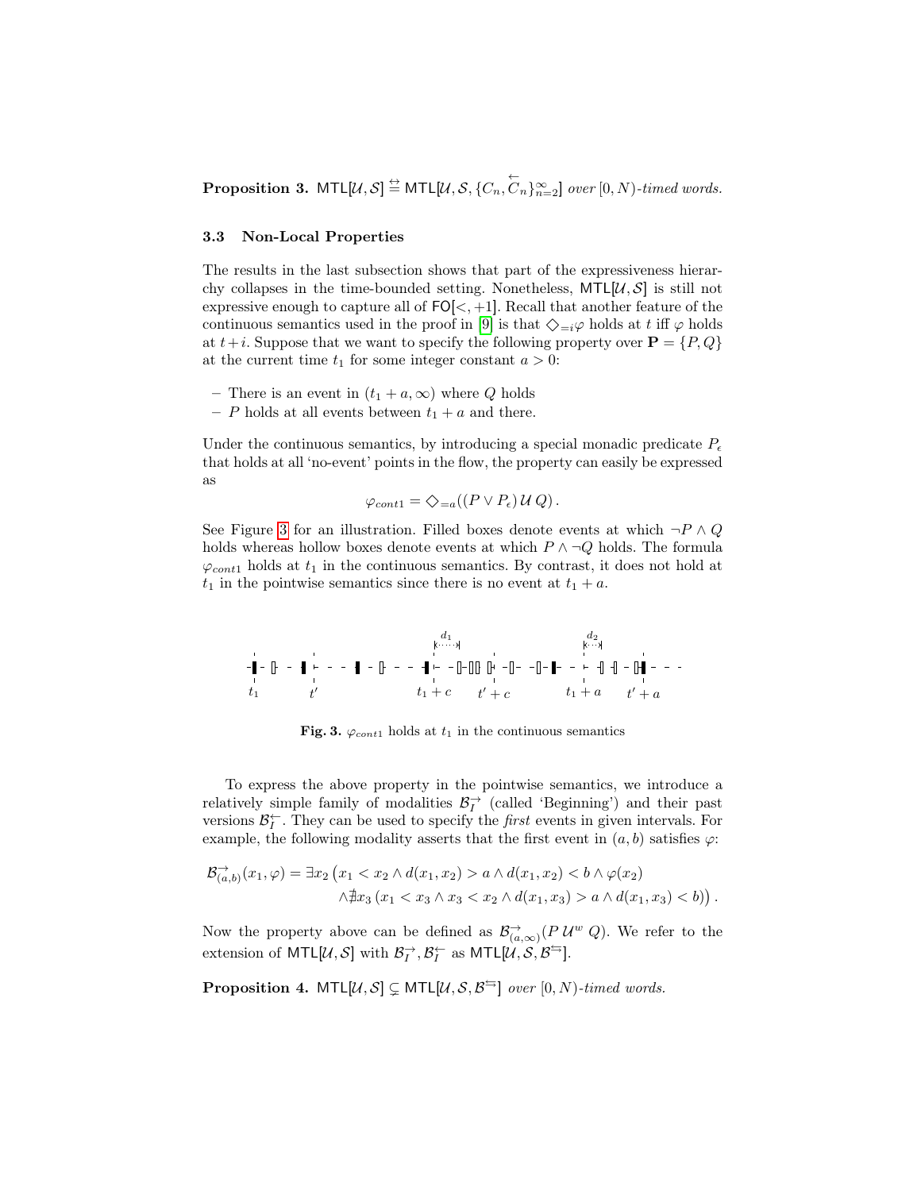**Proposition 3.** $\mathsf{MTL}[\mathcal{U},\mathcal{S}] \overset{\leftrightarrows}{=} \mathsf{MTL}[\mathcal{U},\mathcal{S},\{C_n,\overleftarrow{C}_n\}_{n=2}^{\infty}]$ *over* $[0,N)$*-timed words.*

### 3.3 Non-Local Properties

The results in the last subsection shows that part of the expressiveness hierarchy collapses in the time-bounded setting. Nonetheless, $\mathsf{MTL}[\mathcal{U},\mathcal{S}]$ is still not expressive enough to capture all of $\mathsf{FO}[<,+1]$. Recall that another feature of the continuous semantics used in the proof in [9] is that $\diamondsuit_{=i}\varphi$ holds at $t$ iff $\varphi$ holds at $t+i$. Suppose that we want to specify the following property over $\mathbf{P}=\{P,Q\}$ at the current time $t_1$ for some integer constant $a>0$:

- There is an event in $(t_1+a,\infty)$ where $Q$ holds
- $P$ holds at all events between $t_1+a$ and there.

Under the continuous semantics, by introducing a special monadic predicate $P_\epsilon$ that holds at all 'no-event' points in the flow, the property can easily be expressed as

$$\varphi_{cont1} = \diamondsuit_{=a}((P \vee P_\epsilon)\,\mathcal{U}\,Q)\,.$$

See Figure 3 for an illustration. Filled boxes denote events at which $\neg P \wedge Q$ holds whereas hollow boxes denote events at which $P \wedge \neg Q$ holds. The formula $\varphi_{cont1}$ holds at $t_1$ in the continuous semantics. By contrast, it does not hold at $t_1$ in the pointwise semantics since there is no event at $t_1+a$.

**Fig. 3.** $\varphi_{cont1}$ holds at $t_1$ in the continuous semantics

To express the above property in the pointwise semantics, we introduce a relatively simple family of modalities $\mathcal{B}^{\rightarrow}_I$ (called 'Beginning') and their past versions $\mathcal{B}^{\leftarrow}_I$. They can be used to specify the *first* events in given intervals. For example, the following modality asserts that the first event in $(a,b)$ satisfies $\varphi$:

$$\begin{aligned}\mathcal{B}^{\rightarrow}_{(a,b)}(x_1,\varphi) = \exists x_2\,\big(& x_1<x_2 \wedge d(x_1,x_2)>a \wedge d(x_1,x_2)<b \wedge \varphi(x_2)\\ &\wedge \nexists x_3\,(x_1<x_3 \wedge x_3<x_2 \wedge d(x_1,x_3)>a \wedge d(x_1,x_3)<b)\big)\,.\end{aligned}$$

Now the property above can be defined as $\mathcal{B}^{\rightarrow}_{(a,\infty)}(P\,\mathcal{U}^w\,Q)$. We refer to the extension of $\mathsf{MTL}[\mathcal{U},\mathcal{S}]$ with $\mathcal{B}^{\rightarrow}_I,\mathcal{B}^{\leftarrow}_I$ as $\mathsf{MTL}[\mathcal{U},\mathcal{S},\mathcal{B}^{\leftrightarrows}]$.

**Proposition 4.** $\mathsf{MTL}[\mathcal{U},\mathcal{S}] \subsetneq \mathsf{MTL}[\mathcal{U},\mathcal{S},\mathcal{B}^{\leftrightarrows}]$ *over* $[0,N)$*-timed words.*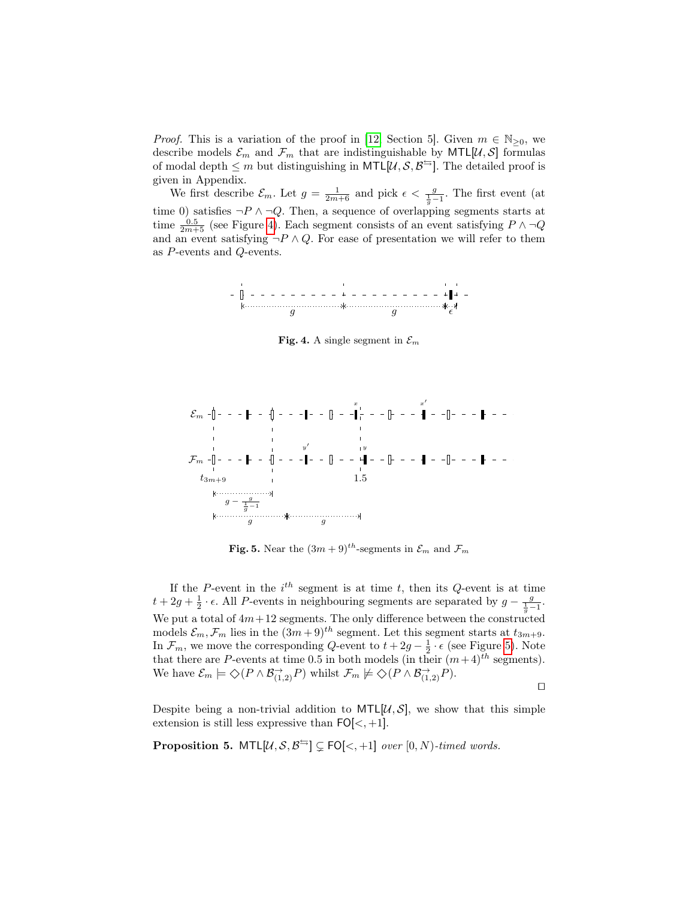*Proof.* This is a variation of the proof in [12, Section 5]. Given $m \in \mathbb{N}_{\geq 0}$, we describe models $\mathcal{E}_m$ and $\mathcal{F}_m$ that are indistinguishable by $\mathsf{MTL}[\mathcal{U}, \mathcal{S}]$ formulas of modal depth $\leq m$ but distinguishing in $\mathsf{MTL}[\mathcal{U}, \mathcal{S}, \mathcal{B}^{\leftrightarrows}]$. The detailed proof is given in Appendix.

We first describe $\mathcal{E}_m$. Let $g = \frac{1}{2m+6}$ and pick $\epsilon < \frac{g}{\frac{1}{g}-1}$. The first event (at time 0) satisfies $\neg P \wedge \neg Q$. Then, a sequence of overlapping segments starts at time $\frac{0.5}{2m+5}$ (see Figure 4). Each segment consists of an event satisfying $P \wedge \neg Q$ and an event satisfying $\neg P \wedge Q$. For ease of presentation we will refer to them as $P$-events and $Q$-events.

**Fig. 4.** A single segment in $\mathcal{E}_m$

**Fig. 5.** Near the $(3m+9)^{th}$-segments in $\mathcal{E}_m$ and $\mathcal{F}_m$

If the $P$-event in the $i^{th}$ segment is at time $t$, then its $Q$-event is at time $t + 2g + \frac{1}{2} \cdot \epsilon$. All $P$-events in neighbouring segments are separated by $g - \frac{g}{\frac{1}{g}-1}$. We put a total of $4m+12$ segments. The only difference between the constructed models $\mathcal{E}_m, \mathcal{F}_m$ lies in the $(3m+9)^{th}$ segment. Let this segment starts at $t_{3m+9}$. In $\mathcal{F}_m$, we move the corresponding $Q$-event to $t + 2g - \frac{1}{2} \cdot \epsilon$ (see Figure 5). Note that there are $P$-events at time 0.5 in both models (in their $(m+4)^{th}$ segments). We have $\mathcal{E}_m \models \Diamond(P \wedge \mathcal{B}^{\rightarrow}_{(1,2)} P)$ whilst $\mathcal{F}_m \not\models \Diamond(P \wedge \mathcal{B}^{\rightarrow}_{(1,2)} P)$. ◻

Despite being a non-trivial addition to $\mathsf{MTL}[\mathcal{U}, \mathcal{S}]$, we show that this simple extension is still less expressive than $\mathsf{FO}[<, +1]$.

**Proposition 5.** *$\mathsf{MTL}[\mathcal{U}, \mathcal{S}, \mathcal{B}^{\leftrightarrows}] \subsetneq \mathsf{FO}[<, +1]$ over $[0, N)$-timed words.*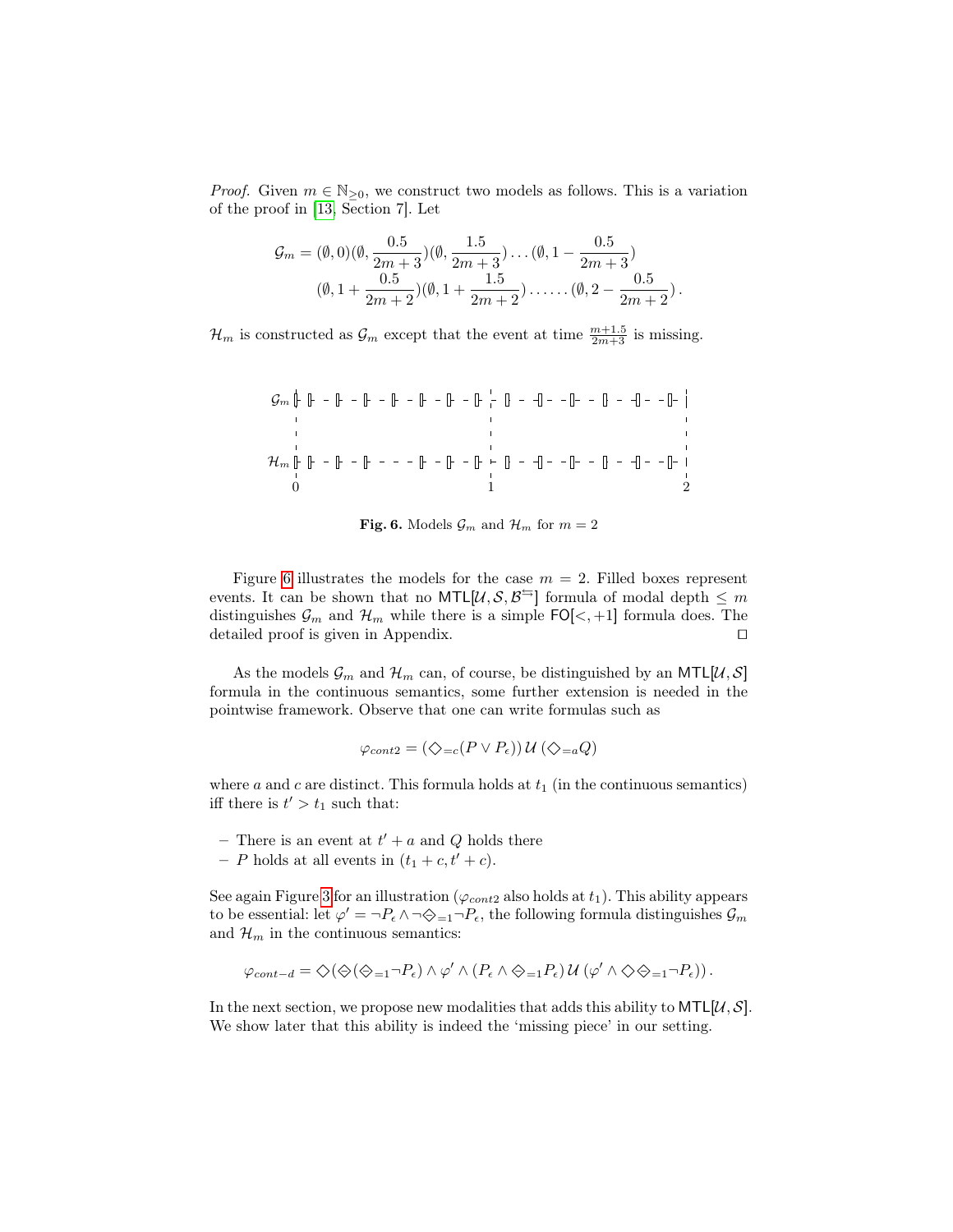*Proof.* Given $m \in \mathbb{N}_{\geq 0}$, we construct two models as follows. This is a variation of the proof in [13, Section 7]. Let

$$\mathcal{G}_m = (\emptyset, 0)(\emptyset, \frac{0.5}{2m+3})(\emptyset, \frac{1.5}{2m+3}) \ldots (\emptyset, 1 - \frac{0.5}{2m+3})$$
$$(\emptyset, 1 + \frac{0.5}{2m+2})(\emptyset, 1 + \frac{1.5}{2m+2}) \ldots \ldots (\emptyset, 2 - \frac{0.5}{2m+2}).$$

$\mathcal{H}_m$ is constructed as $\mathcal{G}_m$ except that the event at time $\frac{m+1.5}{2m+3}$ is missing.

**Fig. 6.** Models $\mathcal{G}_m$ and $\mathcal{H}_m$ for $m = 2$

Figure 6 illustrates the models for the case $m = 2$. Filled boxes represent events. It can be shown that no $\mathsf{MTL}[\mathcal{U}, \mathcal{S}, \mathcal{B}^{\leftrightarrows}]$ formula of modal depth $\leq m$ distinguishes $\mathcal{G}_m$ and $\mathcal{H}_m$ while there is a simple $\mathsf{FO}[<, +1]$ formula does. The detailed proof is given in Appendix. $\square$

As the models $\mathcal{G}_m$ and $\mathcal{H}_m$ can, of course, be distinguished by an $\mathsf{MTL}[\mathcal{U}, \mathcal{S}]$ formula in the continuous semantics, some further extension is needed in the pointwise framework. Observe that one can write formulas such as

$$\varphi_{cont2} = (\diamondsuit_{=c}(P \vee P_\epsilon))\, \mathcal{U}\, (\diamondsuit_{=a} Q)$$

where $a$ and $c$ are distinct. This formula holds at $t_1$ (in the continuous semantics) iff there is $t' > t_1$ such that:

- There is an event at $t' + a$ and $Q$ holds there
- $P$ holds at all events in $(t_1 + c, t' + c)$.

See again Figure 3 for an illustration ($\varphi_{cont2}$ also holds at $t_1$). This ability appears to be essential: let $\varphi' = \neg P_\epsilon \wedge \neg \diamondminus_{=1} \neg P_\epsilon$, the following formula distinguishes $\mathcal{G}_m$ and $\mathcal{H}_m$ in the continuous semantics:

$$\varphi_{cont-d} = \diamondsuit(\diamondminus(\diamondminus_{=1} \neg P_\epsilon) \wedge \varphi' \wedge (P_\epsilon \wedge \diamondminus_{=1} P_\epsilon)\, \mathcal{U}\, (\varphi' \wedge \diamondsuit \diamondminus_{=1} \neg P_\epsilon)).$$

In the next section, we propose new modalities that adds this ability to $\mathsf{MTL}[\mathcal{U}, \mathcal{S}]$. We show later that this ability is indeed the 'missing piece' in our setting.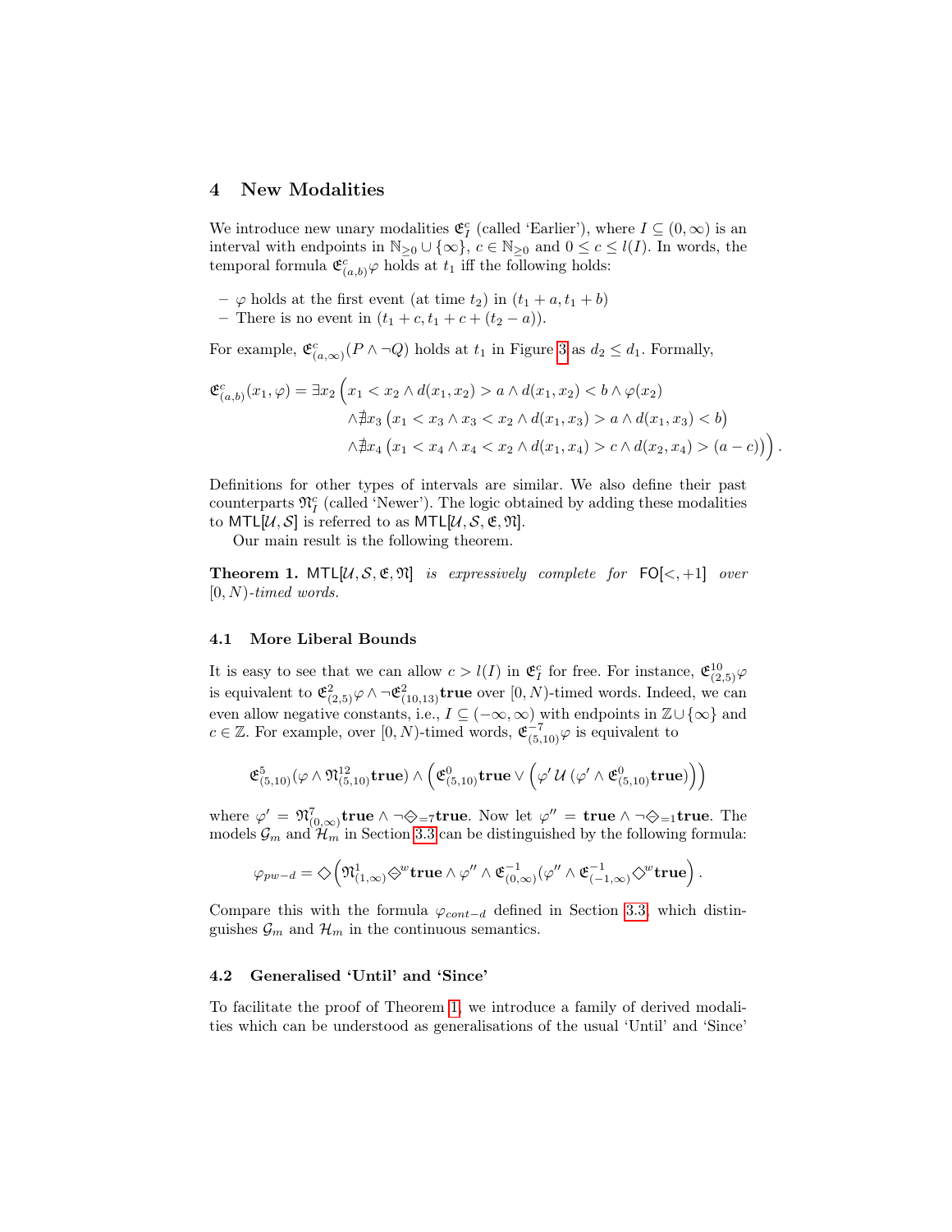## 4 New Modalities

We introduce new unary modalities $\mathfrak{E}^c_I$ (called 'Earlier'), where $I \subseteq (0, \infty)$ is an interval with endpoints in $\mathbb{N}_{\geq 0} \cup \{\infty\}$, $c \in \mathbb{N}_{\geq 0}$ and $0 \leq c \leq l(I)$. In words, the temporal formula $\mathfrak{E}^c_{(a,b)}\varphi$ holds at $t_1$ iff the following holds:

- $\varphi$ holds at the first event (at time $t_2$) in $(t_1 + a, t_1 + b)$
- There is no event in $(t_1 + c, t_1 + c + (t_2 - a))$.

For example, $\mathfrak{E}^c_{(a,\infty)}(P \wedge \neg Q)$ holds at $t_1$ in Figure 3 as $d_2 \leq d_1$. Formally,

$$\begin{aligned}
\mathfrak{E}^c_{(a,b)}(x_1, \varphi) = \exists x_2 \Big( & x_1 < x_2 \wedge d(x_1, x_2) > a \wedge d(x_1, x_2) < b \wedge \varphi(x_2) \\
& \wedge \nexists x_3 \left( x_1 < x_3 \wedge x_3 < x_2 \wedge d(x_1, x_3) > a \wedge d(x_1, x_3) < b \right) \\
& \wedge \nexists x_4 \left( x_1 < x_4 \wedge x_4 < x_2 \wedge d(x_1, x_4) > c \wedge d(x_2, x_4) > (a - c) \right) \Big) .
\end{aligned}$$

Definitions for other types of intervals are similar. We also define their past counterparts $\mathfrak{N}^c_I$ (called 'Newer'). The logic obtained by adding these modalities to $\mathsf{MTL}[\mathcal{U}, \mathcal{S}]$ is referred to as $\mathsf{MTL}[\mathcal{U}, \mathcal{S}, \mathfrak{E}, \mathfrak{N}]$.

Our main result is the following theorem.

**Theorem 1.** *$\mathsf{MTL}[\mathcal{U}, \mathcal{S}, \mathfrak{E}, \mathfrak{N}]$ is expressively complete for $\mathsf{FO}[<, +1]$ over $[0, N)$-timed words.*

### 4.1 More Liberal Bounds

It is easy to see that we can allow $c > l(I)$ in $\mathfrak{E}^c_I$ for free. For instance, $\mathfrak{E}^{10}_{(2,5)}\varphi$ is equivalent to $\mathfrak{E}^2_{(2,5)}\varphi \wedge \neg\mathfrak{E}^2_{(10,13)}\mathbf{true}$ over $[0, N)$-timed words. Indeed, we can even allow negative constants, i.e., $I \subseteq (-\infty, \infty)$ with endpoints in $\mathbb{Z} \cup \{\infty\}$ and $c \in \mathbb{Z}$. For example, over $[0, N)$-timed words, $\mathfrak{E}^{-7}_{(5,10)}\varphi$ is equivalent to

$$\mathfrak{E}^5_{(5,10)}(\varphi \wedge \mathfrak{N}^{12}_{(5,10)}\mathbf{true}) \wedge \left( \mathfrak{E}^0_{(5,10)}\mathbf{true} \vee \left( \varphi' \, \mathcal{U} \, (\varphi' \wedge \mathfrak{E}^0_{(5,10)}\mathbf{true}) \right) \right)$$

where $\varphi' = \mathfrak{N}^7_{(0,\infty)}\mathbf{true} \wedge \neg\diamondminus_{=7}\mathbf{true}$. Now let $\varphi'' = \mathbf{true} \wedge \neg\diamondminus_{=1}\mathbf{true}$. The models $\mathcal{G}_m$ and $\mathcal{H}_m$ in Section 3.3 can be distinguished by the following formula:

$$\varphi_{pw-d} = \diamond \left( \mathfrak{N}^1_{(1,\infty)}\diamondminus^w\mathbf{true} \wedge \varphi'' \wedge \mathfrak{E}^{-1}_{(0,\infty)}(\varphi'' \wedge \mathfrak{E}^{-1}_{(-1,\infty)}\diamond^w\mathbf{true} \right) .$$

Compare this with the formula $\varphi_{cont-d}$ defined in Section 3.3, which distinguishes $\mathcal{G}_m$ and $\mathcal{H}_m$ in the continuous semantics.

### 4.2 Generalised 'Until' and 'Since'

To facilitate the proof of Theorem 1, we introduce a family of derived modalities which can be understood as generalisations of the usual 'Until' and 'Since'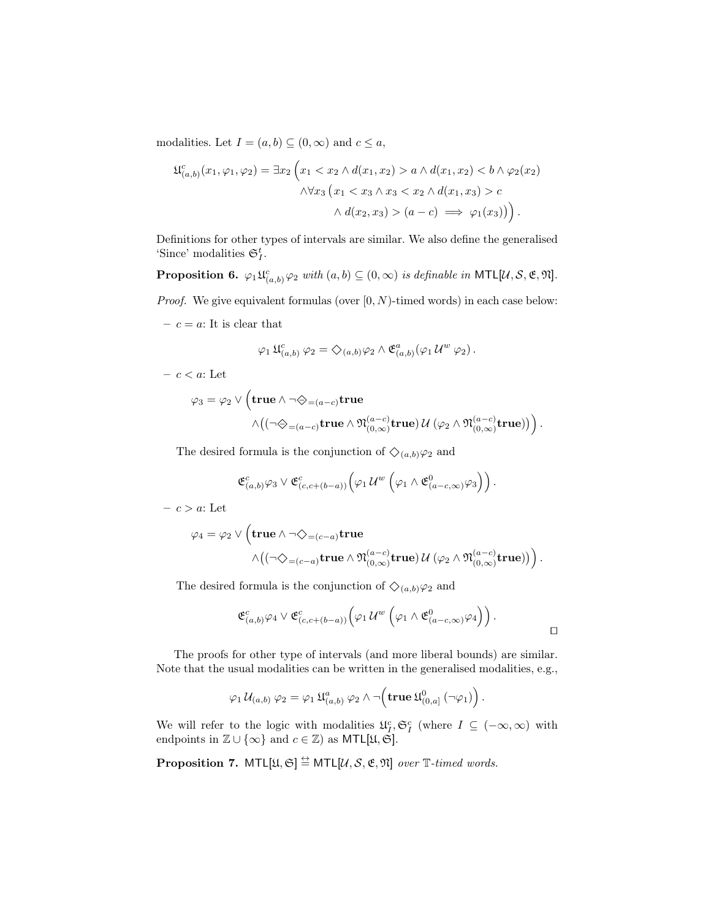modalities. Let $I = (a, b) \subseteq (0, \infty)$ and $c \le a$,

$$\mathfrak{U}^c_{(a,b)}(x_1, \varphi_1, \varphi_2) = \exists x_2 \Big( x_1 < x_2 \wedge d(x_1, x_2) > a \wedge d(x_1, x_2) < b \wedge \varphi_2(x_2) \\ \wedge \forall x_3 \big( x_1 < x_3 \wedge x_3 < x_2 \wedge d(x_1, x_3) > c \\ \wedge d(x_2, x_3) > (a - c) \implies \varphi_1(x_3) \big) \Big) .$$

Definitions for other types of intervals are similar. We also define the generalised 'Since' modalities $\mathfrak{S}^t_I$.

**Proposition 6.** *$\varphi_1 \mathfrak{U}^c_{(a,b)} \varphi_2$ with $(a, b) \subseteq (0, \infty)$ is definable in $\mathsf{MTL}[\mathcal{U}, \mathcal{S}, \mathfrak{E}, \mathfrak{N}]$.*

*Proof.* We give equivalent formulas (over $[0, N)$-timed words) in each case below:

- $c = a$: It is clear that

$$\varphi_1 \, \mathfrak{U}^c_{(a,b)} \, \varphi_2 = \diamondsuit_{(a,b)} \varphi_2 \wedge \mathfrak{E}^a_{(a,b)} (\varphi_1 \, \mathcal{U}^w \, \varphi_2) .$$

- $c < a$: Let

$$\varphi_3 = \varphi_2 \vee \Big( \mathbf{true} \wedge \neg \overleftarrow{\diamondsuit}_{=(a-c)} \mathbf{true} \\ \wedge \big( (\neg \overleftarrow{\diamondsuit}_{=(a-c)} \mathbf{true} \wedge \mathfrak{N}^{(a-c)}_{(0,\infty)} \mathbf{true} ) \, \mathcal{U} \, (\varphi_2 \wedge \mathfrak{N}^{(a-c)}_{(0,\infty)} \mathbf{true} ) \big) \Big) .$$

The desired formula is the conjunction of $\diamondsuit_{(a,b)} \varphi_2$ and

$$\mathfrak{E}^c_{(a,b)} \varphi_3 \vee \mathfrak{E}^c_{(c, c+(b-a))} \Big( \varphi_1 \, \mathcal{U}^w \, \Big( \varphi_1 \wedge \mathfrak{E}^0_{(a-c,\infty)} \varphi_3 \Big) \Big) .$$

- $c > a$: Let

$$\varphi_4 = \varphi_2 \vee \Big( \mathbf{true} \wedge \neg \diamondsuit_{=(c-a)} \mathbf{true} \\ \wedge \big( (\neg \diamondsuit_{=(c-a)} \mathbf{true} \wedge \mathfrak{N}^{(a-c)}_{(0,\infty)} \mathbf{true} ) \, \mathcal{U} \, (\varphi_2 \wedge \mathfrak{N}^{(a-c)}_{(0,\infty)} \mathbf{true} ) \big) \Big) .$$

The desired formula is the conjunction of $\diamondsuit_{(a,b)} \varphi_2$ and

$$\mathfrak{E}^c_{(a,b)} \varphi_4 \vee \mathfrak{E}^c_{(c, c+(b-a))} \Big( \varphi_1 \, \mathcal{U}^w \, \Big( \varphi_1 \wedge \mathfrak{E}^0_{(a-c,\infty)} \varphi_4 \Big) \Big) .$$

$\square$

The proofs for other type of intervals (and more liberal bounds) are similar. Note that the usual modalities can be written in the generalised modalities, e.g.,

$$\varphi_1 \, \mathcal{U}_{(a,b)} \, \varphi_2 = \varphi_1 \, \mathfrak{U}^a_{(a,b)} \, \varphi_2 \wedge \neg \Big( \mathbf{true} \, \mathfrak{U}^0_{(0,a]} \, (\neg \varphi_1) \Big) .$$

We will refer to the logic with modalities $\mathfrak{U}^c_I, \mathfrak{S}^c_I$ (where $I \subseteq (-\infty, \infty)$ with endpoints in $\mathbb{Z} \cup \{\infty\}$ and $c \in \mathbb{Z}$) as $\mathsf{MTL}[\mathfrak{U}, \mathfrak{S}]$.

**Proposition 7.** *$\mathsf{MTL}[\mathfrak{U}, \mathfrak{S}] \overset{\leftrightarrows}{=} \mathsf{MTL}[\mathcal{U}, \mathcal{S}, \mathfrak{E}, \mathfrak{N}]$ over $\mathbb{T}$-timed words.*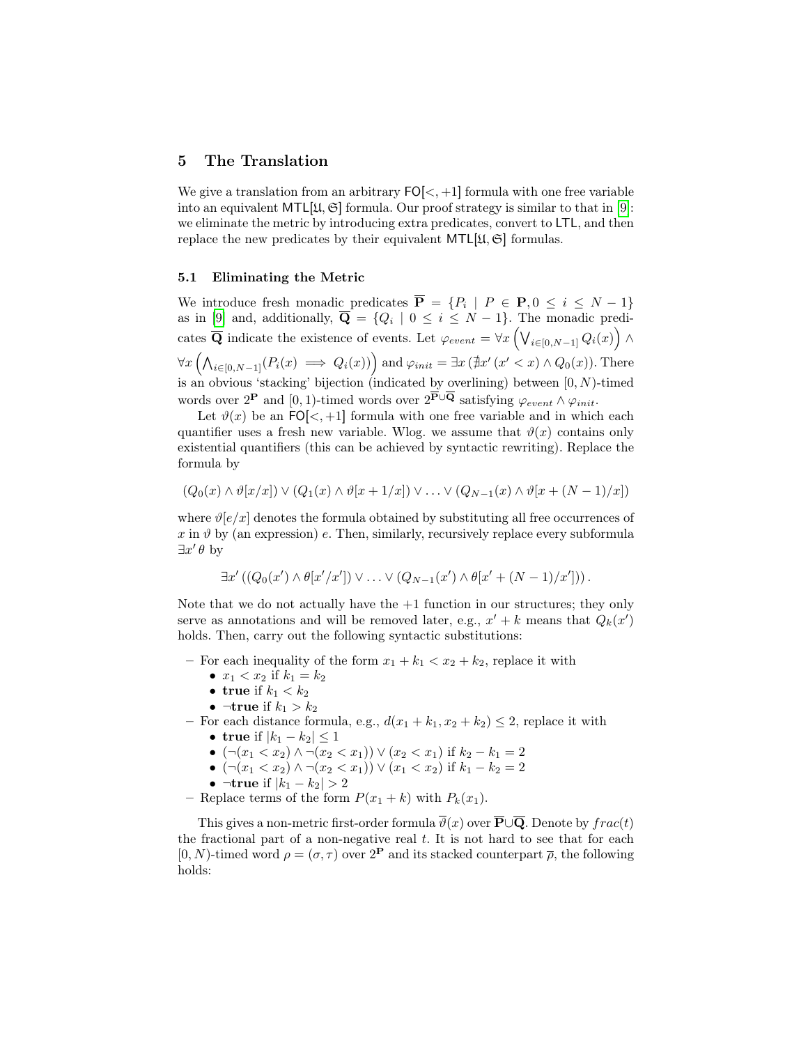## 5 The Translation

We give a translation from an arbitrary $\mathsf{FO}[<,+1]$ formula with one free variable into an equivalent $\mathsf{MTL}[\mathfrak{U},\mathfrak{S}]$ formula. Our proof strategy is similar to that in [9]: we eliminate the metric by introducing extra predicates, convert to $\mathsf{LTL}$, and then replace the new predicates by their equivalent $\mathsf{MTL}[\mathfrak{U},\mathfrak{S}]$ formulas.

### 5.1 Eliminating the Metric

We introduce fresh monadic predicates $\overline{\mathbf{P}} = \{P_i \mid P \in \mathbf{P}, 0 \leq i \leq N-1\}$ as in [9] and, additionally, $\overline{\mathbf{Q}} = \{Q_i \mid 0 \leq i \leq N-1\}$. The monadic predicates $\overline{\mathbf{Q}}$ indicate the existence of events. Let $\varphi_{event} = \forall x \left(\bigvee_{i\in[0,N-1]} Q_i(x)\right) \wedge \forall x \left(\bigwedge_{i\in[0,N-1]}(P_i(x) \implies Q_i(x))\right)$ and $\varphi_{init} = \exists x\,(\nexists x'\,(x' < x) \wedge Q_0(x))$. There is an obvious 'stacking' bijection (indicated by overlining) between $[0,N)$-timed words over $2^{\mathbf{P}}$ and $[0,1)$-timed words over $2^{\overline{\mathbf{P}}\cup\overline{\mathbf{Q}}}$ satisfying $\varphi_{event} \wedge \varphi_{init}$.

Let $\vartheta(x)$ be an $\mathsf{FO}[<,+1]$ formula with one free variable and in which each quantifier uses a fresh new variable. Wlog. we assume that $\vartheta(x)$ contains only existential quantifiers (this can be achieved by syntactic rewriting). Replace the formula by

$$(Q_0(x) \wedge \vartheta[x/x]) \vee (Q_1(x) \wedge \vartheta[x+1/x]) \vee \ldots \vee (Q_{N-1}(x) \wedge \vartheta[x+(N-1)/x])$$

where $\vartheta[e/x]$ denotes the formula obtained by substituting all free occurrences of $x$ in $\vartheta$ by (an expression) $e$. Then, similarly, recursively replace every subformula $\exists x'\,\theta$ by

$$\exists x'\,((Q_0(x') \wedge \theta[x'/x']) \vee \ldots \vee (Q_{N-1}(x') \wedge \theta[x'+(N-1)/x']))\,.$$

Note that we do not actually have the $+1$ function in our structures; they only serve as annotations and will be removed later, e.g., $x'+k$ means that $Q_k(x')$ holds. Then, carry out the following syntactic substitutions:

- For each inequality of the form $x_1 + k_1 < x_2 + k_2$, replace it with
  - $x_1 < x_2$ if $k_1 = k_2$
  - **true** if $k_1 < k_2$
  - $\neg$**true** if $k_1 > k_2$
- For each distance formula, e.g., $d(x_1+k_1, x_2+k_2) \leq 2$, replace it with
  - **true** if $|k_1 - k_2| \leq 1$
  - $(\neg(x_1 < x_2) \wedge \neg(x_2 < x_1)) \vee (x_2 < x_1)$ if $k_2 - k_1 = 2$
  - $(\neg(x_1 < x_2) \wedge \neg(x_2 < x_1)) \vee (x_1 < x_2)$ if $k_1 - k_2 = 2$
  - $\neg$**true** if $|k_1 - k_2| > 2$
- Replace terms of the form $P(x_1 + k)$ with $P_k(x_1)$.

This gives a non-metric first-order formula $\overline{\vartheta}(x)$ over $\overline{\mathbf{P}}\cup\overline{\mathbf{Q}}$. Denote by $frac(t)$ the fractional part of a non-negative real $t$. It is not hard to see that for each $[0,N)$-timed word $\rho = (\sigma,\tau)$ over $2^{\mathbf{P}}$ and its stacked counterpart $\overline{\rho}$, the following holds: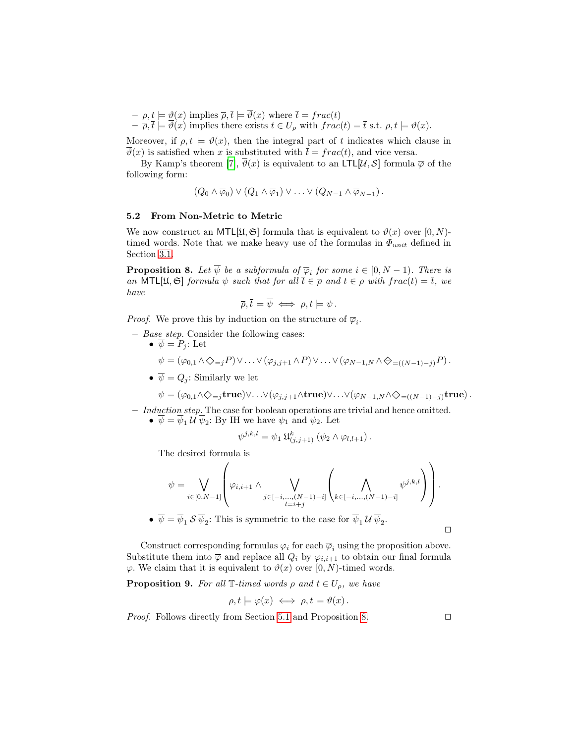- $\rho, t \models \vartheta(x)$ implies $\overline{\rho}, \overline{t} \models \overline{\vartheta}(x)$ where $\overline{t} = frac(t)$
- $\overline{\rho}, \overline{t} \models \overline{\vartheta}(x)$ implies there exists $t \in U_\rho$ with $frac(t) = \overline{t}$ s.t. $\rho, t \models \vartheta(x)$.

Moreover, if $\rho, t \models \vartheta(x)$, then the integral part of $t$ indicates which clause in $\overline{\vartheta}(x)$ is satisfied when $x$ is substituted with $\overline{t} = frac(t)$, and vice versa.

By Kamp's theorem [7], $\overline{\vartheta}(x)$ is equivalent to an $\mathsf{LTL}[\mathcal{U}, \mathcal{S}]$ formula $\overline{\varphi}$ of the following form:

$$(Q_0 \wedge \overline{\varphi}_0) \vee (Q_1 \wedge \overline{\varphi}_1) \vee \ldots \vee (Q_{N-1} \wedge \overline{\varphi}_{N-1}) .$$

### 5.2 From Non-Metric to Metric

We now construct an $\mathsf{MTL}[\mathfrak{U}, \mathfrak{S}]$ formula that is equivalent to $\vartheta(x)$ over $[0, N)$-timed words. Note that we make heavy use of the formulas in $\Phi_{unit}$ defined in Section 3.1.

**Proposition 8.** *Let $\overline{\psi}$ be a subformula of $\overline{\varphi}_i$ for some $i \in [0, N-1)$. There is an $\mathsf{MTL}[\mathfrak{U}, \mathfrak{S}]$ formula $\psi$ such that for all $\overline{t} \in \overline{\rho}$ and $t \in \rho$ with $frac(t) = \overline{t}$, we have*

$$\overline{\rho}, \overline{t} \models \overline{\psi} \iff \rho, t \models \psi .$$

*Proof.* We prove this by induction on the structure of $\overline{\varphi}_i$.

- *Base step.* Consider the following cases:
  - $\overline{\psi} = P_j$: Let

    $$\psi = (\varphi_{0,1} \wedge \Diamond_{=j} P) \vee \ldots \vee (\varphi_{j,j+1} \wedge P) \vee \ldots \vee (\varphi_{N-1,N} \wedge \overleftarrow{\Diamond}_{=((N-1)-j)} P) .$$

  - $\overline{\psi} = Q_j$: Similarly we let

    $$\psi = (\varphi_{0,1} \wedge \Diamond_{=j} \mathbf{true}) \vee \ldots \vee (\varphi_{j,j+1} \wedge \mathbf{true}) \vee \ldots \vee (\varphi_{N-1,N} \wedge \overleftarrow{\Diamond}_{=((N-1)-j)} \mathbf{true}) .$$

- *Induction step.* The case for boolean operations are trivial and hence omitted.
  - $\overline{\psi} = \overline{\psi}_1 \,\mathcal{U}\, \overline{\psi}_2$: By IH we have $\psi_1$ and $\psi_2$. Let

    $$\psi^{j,k,l} = \psi_1 \, \mathfrak{U}^k_{(j,j+1)} \left( \psi_2 \wedge \varphi_{l,l+1} \right) .$$

    The desired formula is

    $$\psi = \bigvee_{i \in [0,N-1]} \left( \varphi_{i,i+1} \wedge \bigvee_{\substack{j \in [-i,\ldots,(N-1)-i] \\ l=i+j}} \left( \bigwedge_{k \in [-i,\ldots,(N-1)-i]} \psi^{j,k,l} \right) \right) .$$

  - $\overline{\psi} = \overline{\psi}_1 \,\mathcal{S}\, \overline{\psi}_2$: This is symmetric to the case for $\overline{\psi}_1 \,\mathcal{U}\, \overline{\psi}_2$.

□

Construct corresponding formulas $\varphi_i$ for each $\overline{\varphi}_i$ using the proposition above. Substitute them into $\overline{\varphi}$ and replace all $Q_i$ by $\varphi_{i,i+1}$ to obtain our final formula $\varphi$. We claim that it is equivalent to $\vartheta(x)$ over $[0, N)$-timed words.

**Proposition 9.** *For all $\mathbb{T}$-timed words $\rho$ and $t \in U_\rho$, we have*

$$\rho, t \models \varphi(x) \iff \rho, t \models \vartheta(x) .$$

*Proof.* Follows directly from Section 5.1 and Proposition 8. □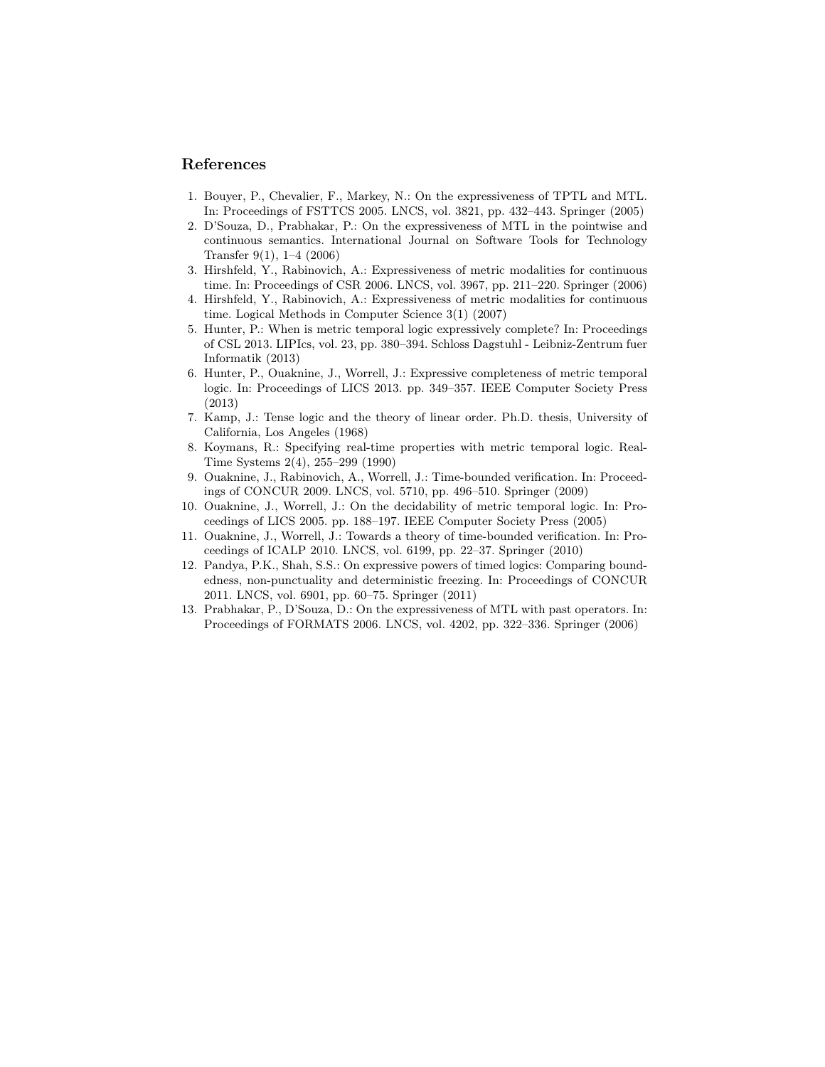## References

1. Bouyer, P., Chevalier, F., Markey, N.: On the expressiveness of TPTL and MTL. In: Proceedings of FSTTCS 2005. LNCS, vol. 3821, pp. 432–443. Springer (2005)
2. D'Souza, D., Prabhakar, P.: On the expressiveness of MTL in the pointwise and continuous semantics. International Journal on Software Tools for Technology Transfer 9(1), 1–4 (2006)
3. Hirshfeld, Y., Rabinovich, A.: Expressiveness of metric modalities for continuous time. In: Proceedings of CSR 2006. LNCS, vol. 3967, pp. 211–220. Springer (2006)
4. Hirshfeld, Y., Rabinovich, A.: Expressiveness of metric modalities for continuous time. Logical Methods in Computer Science 3(1) (2007)
5. Hunter, P.: When is metric temporal logic expressively complete? In: Proceedings of CSL 2013. LIPIcs, vol. 23, pp. 380–394. Schloss Dagstuhl - Leibniz-Zentrum fuer Informatik (2013)
6. Hunter, P., Ouaknine, J., Worrell, J.: Expressive completeness of metric temporal logic. In: Proceedings of LICS 2013. pp. 349–357. IEEE Computer Society Press (2013)
7. Kamp, J.: Tense logic and the theory of linear order. Ph.D. thesis, University of California, Los Angeles (1968)
8. Koymans, R.: Specifying real-time properties with metric temporal logic. Real-Time Systems 2(4), 255–299 (1990)
9. Ouaknine, J., Rabinovich, A., Worrell, J.: Time-bounded verification. In: Proceedings of CONCUR 2009. LNCS, vol. 5710, pp. 496–510. Springer (2009)
10. Ouaknine, J., Worrell, J.: On the decidability of metric temporal logic. In: Proceedings of LICS 2005. pp. 188–197. IEEE Computer Society Press (2005)
11. Ouaknine, J., Worrell, J.: Towards a theory of time-bounded verification. In: Proceedings of ICALP 2010. LNCS, vol. 6199, pp. 22–37. Springer (2010)
12. Pandya, P.K., Shah, S.S.: On expressive powers of timed logics: Comparing boundedness, non-punctuality and deterministic freezing. In: Proceedings of CONCUR 2011. LNCS, vol. 6901, pp. 60–75. Springer (2011)
13. Prabhakar, P., D'Souza, D.: On the expressiveness of MTL with past operators. In: Proceedings of FORMATS 2006. LNCS, vol. 4202, pp. 322–336. Springer (2006)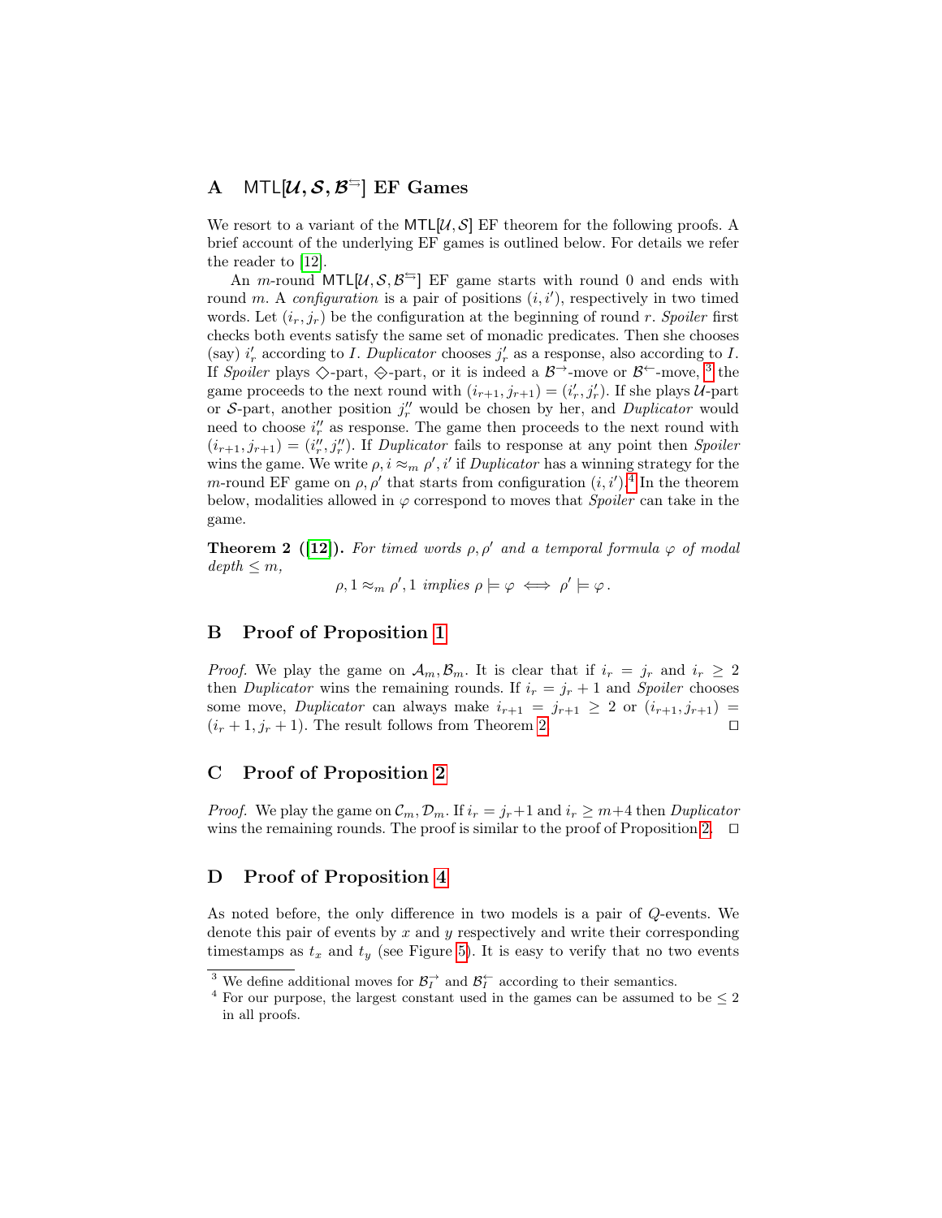## A $\mathsf{MTL}[\mathcal{U}, \mathcal{S}, \mathcal{B}^{\leftrightarrows}]$ EF Games

We resort to a variant of the $\mathsf{MTL}[\mathcal{U}, \mathcal{S}]$ EF theorem for the following proofs. A brief account of the underlying EF games is outlined below. For details we refer the reader to [12].

An $m$-round $\mathsf{MTL}[\mathcal{U}, \mathcal{S}, \mathcal{B}^{\leftrightarrows}]$ EF game starts with round 0 and ends with round $m$. A *configuration* is a pair of positions $(i, i')$, respectively in two timed words. Let $(i_r, j_r)$ be the configuration at the beginning of round $r$. *Spoiler* first checks both events satisfy the same set of monadic predicates. Then she chooses (say) $i'_r$ according to $I$. *Duplicator* chooses $j'_r$ as a response, also according to $I$. If *Spoiler* plays $\diamondsuit$-part, $\diamondminus$-part, or it is indeed a $\mathcal{B}^{\rightarrow}$-move or $\mathcal{B}^{\leftarrow}$-move, [3] the game proceeds to the next round with $(i_{r+1}, j_{r+1}) = (i'_r, j'_r)$. If she plays $\mathcal{U}$-part or $\mathcal{S}$-part, another position $j''_r$ would be chosen by her, and *Duplicator* would need to choose $i''_r$ as response. The game then proceeds to the next round with $(i_{r+1}, j_{r+1}) = (i''_r, j''_r)$. If *Duplicator* fails to response at any point then *Spoiler* wins the game. We write $\rho, i \approx_m \rho', i'$ if *Duplicator* has a winning strategy for the $m$-round EF game on $\rho, \rho'$ that starts from configuration $(i, i')$.[4] In the theorem below, modalities allowed in $\varphi$ correspond to moves that *Spoiler* can take in the game.

**Theorem 2 ([12]).** *For timed words $\rho, \rho'$ and a temporal formula $\varphi$ of modal depth $\leq m$,*

$$\rho, 1 \approx_m \rho', 1 \text{ implies } \rho \models \varphi \iff \rho' \models \varphi\,.$$

## B Proof of Proposition 1

*Proof.* We play the game on $\mathcal{A}_m, \mathcal{B}_m$. It is clear that if $i_r = j_r$ and $i_r \geq 2$ then *Duplicator* wins the remaining rounds. If $i_r = j_r + 1$ and *Spoiler* chooses some move, *Duplicator* can always make $i_{r+1} = j_{r+1} \geq 2$ or $(i_{r+1}, j_{r+1}) = (i_r + 1, j_r + 1)$. The result follows from Theorem 2. ◻

## C Proof of Proposition 2

*Proof.* We play the game on $\mathcal{C}_m, \mathcal{D}_m$. If $i_r = j_r + 1$ and $i_r \geq m + 4$ then *Duplicator* wins the remaining rounds. The proof is similar to the proof of Proposition 2. ◻

## D Proof of Proposition 4

As noted before, the only difference in two models is a pair of $Q$-events. We denote this pair of events by $x$ and $y$ respectively and write their corresponding timestamps as $t_x$ and $t_y$ (see Figure 5). It is easy to verify that no two events

---

[3] We define additional moves for $\mathcal{B}^{\rightarrow}_I$ and $\mathcal{B}^{\leftarrow}_I$ according to their semantics.

[4] For our purpose, the largest constant used in the games can be assumed to be $\leq 2$ in all proofs.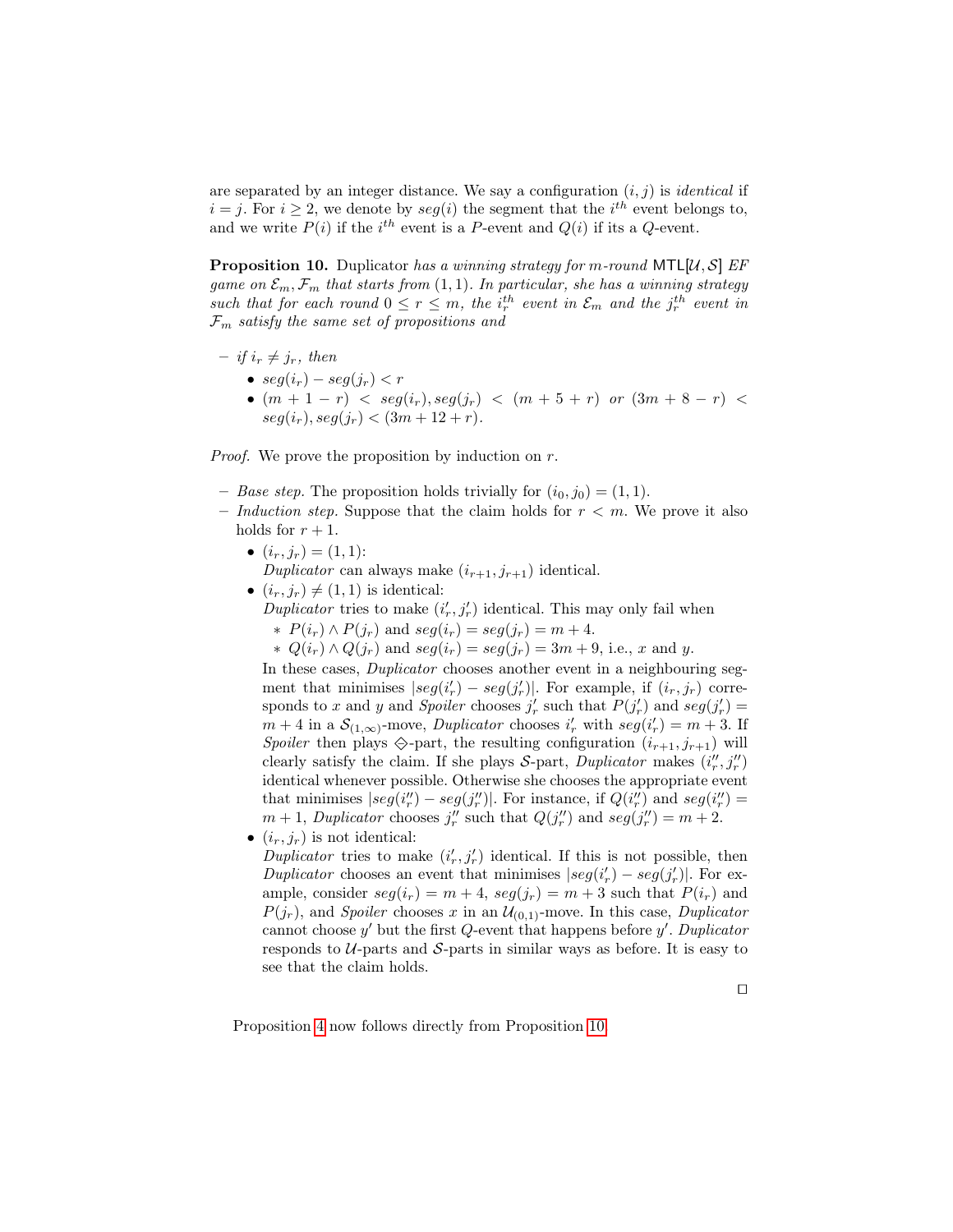are separated by an integer distance. We say a configuration $(i, j)$ is *identical* if $i = j$. For $i \geq 2$, we denote by $seg(i)$ the segment that the $i^{th}$ event belongs to, and we write $P(i)$ if the $i^{th}$ event is a $P$-event and $Q(i)$ if its a $Q$-event.

**Proposition 10.** *Duplicator has a winning strategy for $m$-round $\mathsf{MTL}[\mathcal{U}, \mathcal{S}]$ EF game on $\mathcal{E}_m, \mathcal{F}_m$ that starts from $(1, 1)$. In particular, she has a winning strategy such that for each round $0 \leq r \leq m$, the $i_r^{th}$ event in $\mathcal{E}_m$ and the $j_r^{th}$ event in $\mathcal{F}_m$ satisfy the same set of propositions and*

- *if $i_r \neq j_r$, then*
  - *$seg(i_r) - seg(j_r) < r$*
  - *$(m + 1 - r) < seg(i_r), seg(j_r) < (m + 5 + r)$ or $(3m + 8 - r) < seg(i_r), seg(j_r) < (3m + 12 + r)$.*

*Proof.* We prove the proposition by induction on $r$.

- *Base step.* The proposition holds trivially for $(i_0, j_0) = (1, 1)$.
- *Induction step.* Suppose that the claim holds for $r < m$. We prove it also holds for $r + 1$.
  - $(i_r, j_r) = (1, 1)$:
    *Duplicator* can always make $(i_{r+1}, j_{r+1})$ identical.
  - $(i_r, j_r) \neq (1, 1)$ is identical:
    *Duplicator* tries to make $(i'_r, j'_r)$ identical. This may only fail when
    - $P(i_r) \wedge P(j_r)$ and $seg(i_r) = seg(j_r) = m + 4$.
    - $Q(i_r) \wedge Q(j_r)$ and $seg(i_r) = seg(j_r) = 3m + 9$, i.e., $x$ and $y$.

    In these cases, *Duplicator* chooses another event in a neighbouring segment that minimises $|seg(i'_r) - seg(j'_r)|$. For example, if $(i_r, j_r)$ corresponds to $x$ and $y$ and *Spoiler* chooses $j'_r$ such that $P(j'_r)$ and $seg(j'_r) = m + 4$ in a $\mathcal{S}_{(1,\infty)}$-move, *Duplicator* chooses $i'_r$ with $seg(i'_r) = m + 3$. If *Spoiler* then plays $\diamondminus$-part, the resulting configuration $(i_{r+1}, j_{r+1})$ will clearly satisfy the claim. If she plays $\mathcal{S}$-part, *Duplicator* makes $(i''_r, j''_r)$ identical whenever possible. Otherwise she chooses the appropriate event that minimises $|seg(i''_r) - seg(j''_r)|$. For instance, if $Q(i''_r)$ and $seg(i''_r) = m + 1$, *Duplicator* chooses $j''_r$ such that $Q(j''_r)$ and $seg(j''_r) = m + 2$.
  - $(i_r, j_r)$ is not identical:
    *Duplicator* tries to make $(i'_r, j'_r)$ identical. If this is not possible, then *Duplicator* chooses an event that minimises $|seg(i'_r) - seg(j'_r)|$. For example, consider $seg(i_r) = m + 4$, $seg(j_r) = m + 3$ such that $P(i_r)$ and $P(j_r)$, and *Spoiler* chooses $x$ in an $\mathcal{U}_{(0,1)}$-move. In this case, *Duplicator* cannot choose $y'$ but the first $Q$-event that happens before $y'$. *Duplicator* responds to $\mathcal{U}$-parts and $\mathcal{S}$-parts in similar ways as before. It is easy to see that the claim holds.

$\square$

Proposition 4 now follows directly from Proposition 10.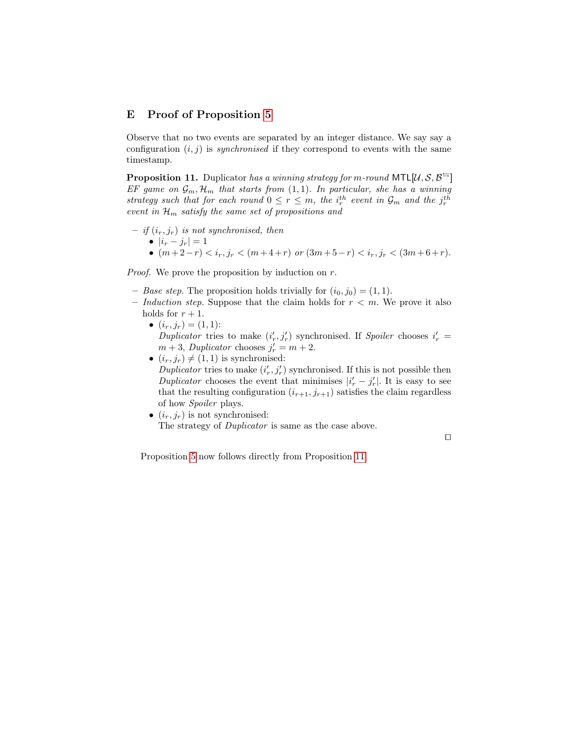## E Proof of Proposition 5

Observe that no two events are separated by an integer distance. We say say a configuration $(i, j)$ is *synchronised* if they correspond to events with the same timestamp.

**Proposition 11.** Duplicator *has a winning strategy for* $m$*-round* $\mathsf{MTL}[\mathcal{U}, \mathcal{S}, \mathcal{B}^{\leftrightarrows}]$ *EF game on* $\mathcal{G}_m, \mathcal{H}_m$ *that starts from* $(1, 1)$*. In particular, she has a winning strategy such that for each round* $0 \leq r \leq m$*, the* $i_r^{th}$ *event in* $\mathcal{G}_m$ *and the* $j_r^{th}$ *event in* $\mathcal{H}_m$ *satisfy the same set of propositions and*

- *if* $(i_r, j_r)$ *is not synchronised, then*
  - $|i_r - j_r| = 1$
  - $(m+2-r) < i_r, j_r < (m+4+r)$ *or* $(3m+5-r) < i_r, j_r < (3m+6+r)$.

*Proof.* We prove the proposition by induction on $r$.

- *Base step.* The proposition holds trivially for $(i_0, j_0) = (1, 1)$.
- *Induction step.* Suppose that the claim holds for $r < m$. We prove it also holds for $r + 1$.
  - $(i_r, j_r) = (1, 1)$:
    *Duplicator* tries to make $(i'_r, j'_r)$ synchronised. If *Spoiler* chooses $i'_r = m + 3$, *Duplicator* chooses $j'_r = m + 2$.
  - $(i_r, j_r) \neq (1, 1)$ is synchronised:
    *Duplicator* tries to make $(i'_r, j'_r)$ synchronised. If this is not possible then *Duplicator* chooses the event that minimises $|i'_r - j'_r|$. It is easy to see that the resulting configuration $(i_{r+1}, j_{r+1})$ satisfies the claim regardless of how *Spoiler* plays.
  - $(i_r, j_r)$ is not synchronised:
    The strategy of *Duplicator* is same as the case above.

□

Proposition 5 now follows directly from Proposition 11.